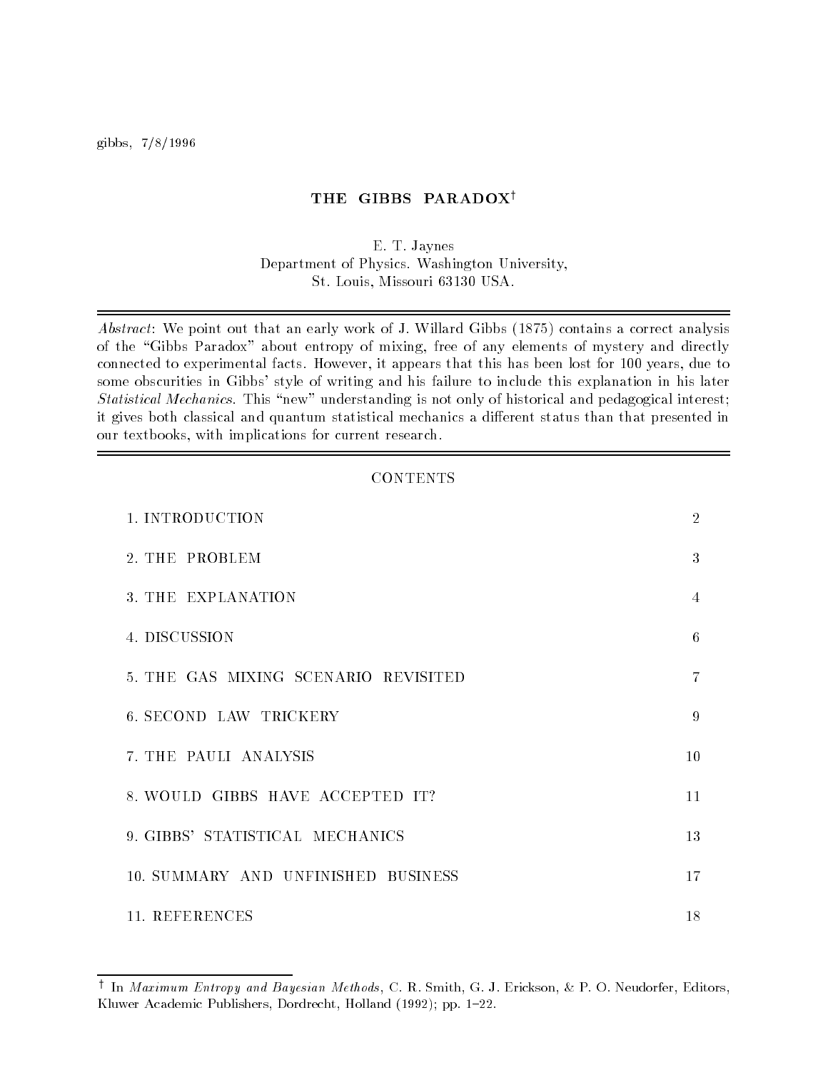gibbs, 7/8/1996

# THE GIBBS PARADOX†

E. T. Jaynes
Department of Physics. Washington University,
St. Louis, Missouri 63130 USA.

---

*Abstract*: We point out that an early work of J. Willard Gibbs (1875) contains a correct analysis of the "Gibbs Paradox" about entropy of mixing, free of any elements of mystery and directly connected to experimental facts. However, it appears that this has been lost for 100 years, due to some obscurities in Gibbs' style of writing and his failure to include this explanation in his later *Statistical Mechanics*. This "new" understanding is not only of historical and pedagogical interest; it gives both classical and quantum statistical mechanics a different status than that presented in our textbooks, with implications for current research.

---

CONTENTS

| | |
|---|---|
| 1. INTRODUCTION | 2 |
| 2. THE PROBLEM | 3 |
| 3. THE EXPLANATION | 4 |
| 4. DISCUSSION | 6 |
| 5. THE GAS MIXING SCENARIO REVISITED | 7 |
| 6. SECOND LAW TRICKERY | 9 |
| 7. THE PAULI ANALYSIS | 10 |
| 8. WOULD GIBBS HAVE ACCEPTED IT? | 11 |
| 9. GIBBS' STATISTICAL MECHANICS | 13 |
| 10. SUMMARY AND UNFINISHED BUSINESS | 17 |
| 11. REFERENCES | 18 |

† In *Maximum Entropy and Bayesian Methods*, C. R. Smith, G. J. Erickson, & P. O. Neudorfer, Editors, Kluwer Academic Publishers, Dordrecht, Holland (1992); pp. 1–22.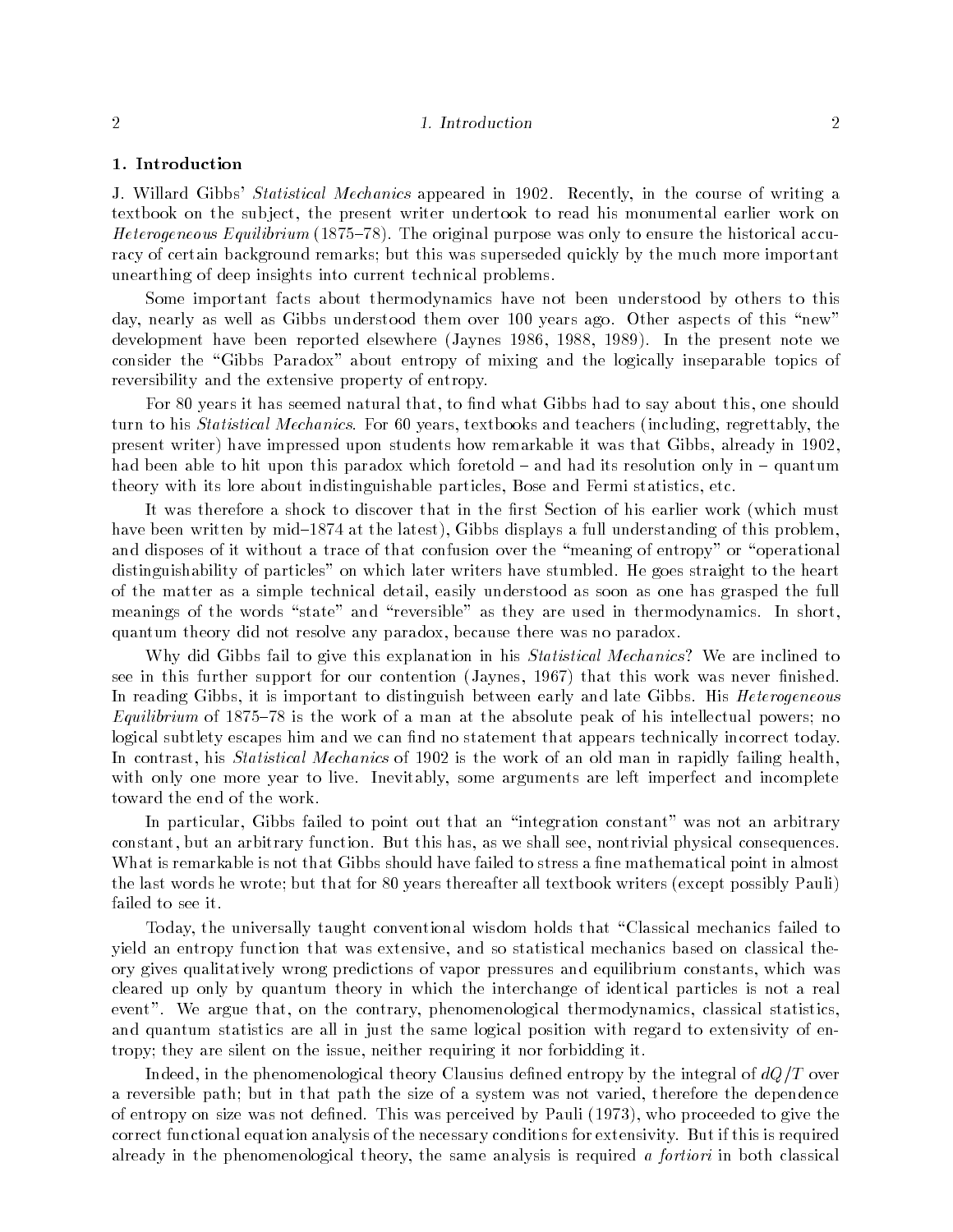## 1. Introduction

J. Willard Gibbs' *Statistical Mechanics* appeared in 1902. Recently, in the course of writing a textbook on the subject, the present writer undertook to read his monumental earlier work on *Heterogeneous Equilibrium* (1875–78). The original purpose was only to ensure the historical accuracy of certain background remarks; but this was superseded quickly by the much more important unearthing of deep insights into current technical problems.

Some important facts about thermodynamics have not been understood by others to this day, nearly as well as Gibbs understood them over 100 years ago. Other aspects of this "new" development have been reported elsewhere (Jaynes 1986, 1988, 1989). In the present note we consider the "Gibbs Paradox" about entropy of mixing and the logically inseparable topics of reversibility and the extensive property of entropy.

For 80 years it has seemed natural that, to find what Gibbs had to say about this, one should turn to his *Statistical Mechanics*. For 60 years, textbooks and teachers (including, regrettably, the present writer) have impressed upon students how remarkable it was that Gibbs, already in 1902, had been able to hit upon this paradox which foretold – and had its resolution only in – quantum theory with its lore about indistinguishable particles, Bose and Fermi statistics, etc.

It was therefore a shock to discover that in the first Section of his earlier work (which must have been written by mid–1874 at the latest), Gibbs displays a full understanding of this problem, and disposes of it without a trace of that confusion over the "meaning of entropy" or "operational distinguishability of particles" on which later writers have stumbled. He goes straight to the heart of the matter as a simple technical detail, easily understood as soon as one has grasped the full meanings of the words "state" and "reversible" as they are used in thermodynamics. In short, quantum theory did not resolve any paradox, because there was no paradox.

Why did Gibbs fail to give this explanation in his *Statistical Mechanics*? We are inclined to see in this further support for our contention (Jaynes, 1967) that this work was never finished. In reading Gibbs, it is important to distinguish between early and late Gibbs. His *Heterogeneous Equilibrium* of 1875–78 is the work of a man at the absolute peak of his intellectual powers; no logical subtlety escapes him and we can find no statement that appears technically incorrect today. In contrast, his *Statistical Mechanics* of 1902 is the work of an old man in rapidly failing health, with only one more year to live. Inevitably, some arguments are left imperfect and incomplete toward the end of the work.

In particular, Gibbs failed to point out that an "integration constant" was not an arbitrary constant, but an arbitrary function. But this has, as we shall see, nontrivial physical consequences. What is remarkable is not that Gibbs should have failed to stress a fine mathematical point in almost the last words he wrote; but that for 80 years thereafter all textbook writers (except possibly Pauli) failed to see it.

Today, the universally taught conventional wisdom holds that "Classical mechanics failed to yield an entropy function that was extensive, and so statistical mechanics based on classical theory gives qualitatively wrong predictions of vapor pressures and equilibrium constants, which was cleared up only by quantum theory in which the interchange of identical particles is not a real event". We argue that, on the contrary, phenomenological thermodynamics, classical statistics, and quantum statistics are all in just the same logical position with regard to extensivity of entropy; they are silent on the issue, neither requiring it nor forbidding it.

Indeed, in the phenomenological theory Clausius defined entropy by the integral of $dQ/T$ over a reversible path; but in that path the size of a system was not varied, therefore the dependence of entropy on size was not defined. This was perceived by Pauli (1973), who proceeded to give the correct functional equation analysis of the necessary conditions for extensivity. But if this is required already in the phenomenological theory, the same analysis is required *a fortiori* in both classical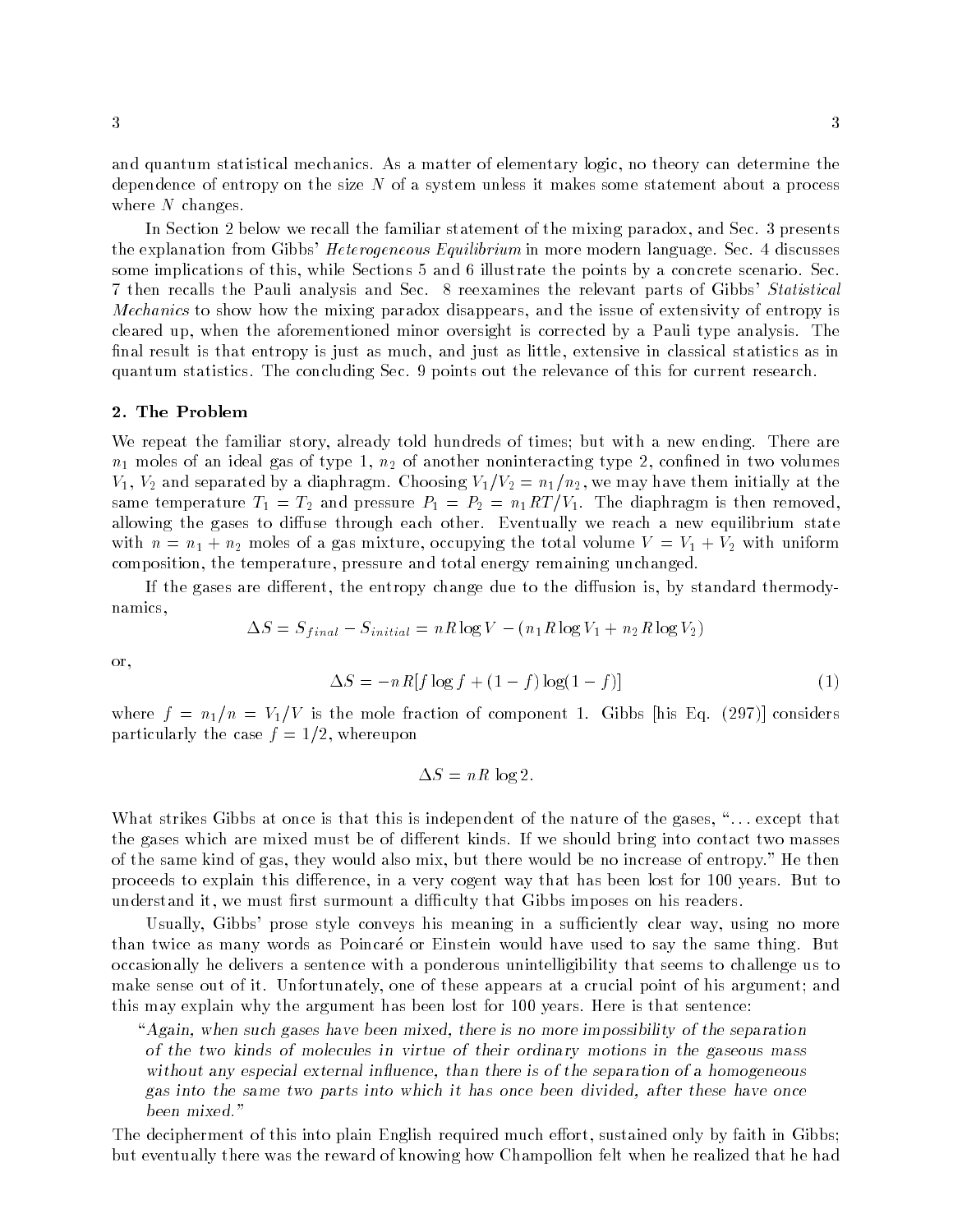and quantum statistical mechanics. As a matter of elementary logic, no theory can determine the dependence of entropy on the size $N$ of a system unless it makes some statement about a process where $N$ changes.

In Section 2 below we recall the familiar statement of the mixing paradox, and Sec. 3 presents the explanation from Gibbs' *Heterogeneous Equilibrium* in more modern language. Sec. 4 discusses some implications of this, while Sections 5 and 6 illustrate the points by a concrete scenario. Sec. 7 then recalls the Pauli analysis and Sec. 8 reexamines the relevant parts of Gibbs' *Statistical Mechanics* to show how the mixing paradox disappears, and the issue of extensivity of entropy is cleared up, when the aforementioned minor oversight is corrected by a Pauli type analysis. The final result is that entropy is just as much, and just as little, extensive in classical statistics as in quantum statistics. The concluding Sec. 9 points out the relevance of this for current research.

## 2. The Problem

We repeat the familiar story, already told hundreds of times; but with a new ending. There are $n_1$ moles of an ideal gas of type 1, $n_2$ of another noninteracting type 2, confined in two volumes $V_1$, $V_2$ and separated by a diaphragm. Choosing $V_1/V_2 = n_1/n_2$, we may have them initially at the same temperature $T_1 = T_2$ and pressure $P_1 = P_2 = n_1 RT/V_1$. The diaphragm is then removed, allowing the gases to diffuse through each other. Eventually we reach a new equilibrium state with $n = n_1 + n_2$ moles of a gas mixture, occupying the total volume $V = V_1 + V_2$ with uniform composition, the temperature, pressure and total energy remaining unchanged.

If the gases are different, the entropy change due to the diffusion is, by standard thermodynamics,

$$\Delta S = S_{final} - S_{initial} = nR\log V - (n_1 R\log V_1 + n_2 R\log V_2)$$

or,

$$\Delta S = -nR[f\log f + (1-f)\log(1-f)] \tag{1}$$

where $f = n_1/n = V_1/V$ is the mole fraction of component 1. Gibbs [his Eq. (297)] considers particularly the case $f = 1/2$, whereupon

$$\Delta S = nR\,\log 2.$$

What strikes Gibbs at once is that this is independent of the nature of the gases, "... except that the gases which are mixed must be of different kinds. If we should bring into contact two masses of the same kind of gas, they would also mix, but there would be no increase of entropy." He then proceeds to explain this difference, in a very cogent way that has been lost for 100 years. But to understand it, we must first surmount a difficulty that Gibbs imposes on his readers.

Usually, Gibbs' prose style conveys his meaning in a sufficiently clear way, using no more than twice as many words as Poincaré or Einstein would have used to say the same thing. But occasionally he delivers a sentence with a ponderous unintelligibility that seems to challenge us to make sense out of it. Unfortunately, one of these appears at a crucial point of his argument; and this may explain why the argument has been lost for 100 years. Here is that sentence:

> "*Again, when such gases have been mixed, there is no more impossibility of the separation of the two kinds of molecules in virtue of their ordinary motions in the gaseous mass without any especial external influence, than there is of the separation of a homogeneous gas into the same two parts into which it has once been divided, after these have once been mixed.*"

The decipherment of this into plain English required much effort, sustained only by faith in Gibbs; but eventually there was the reward of knowing how Champollion felt when he realized that he had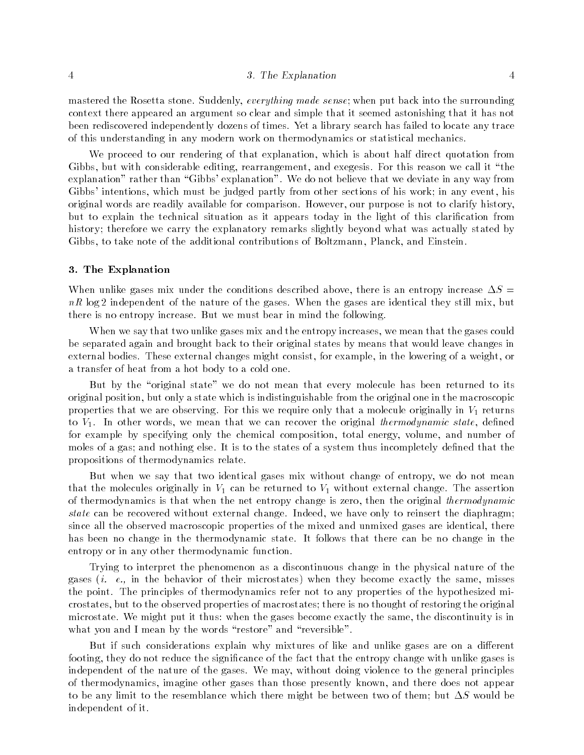mastered the Rosetta stone. Suddenly, *everything made sense*; when put back into the surrounding context there appeared an argument so clear and simple that it seemed astonishing that it has not been rediscovered independently dozens of times. Yet a library search has failed to locate any trace of this understanding in any modern work on thermodynamics or statistical mechanics.

We proceed to our rendering of that explanation, which is about half direct quotation from Gibbs, but with considerable editing, rearrangement, and exegesis. For this reason we call it "the explanation" rather than "Gibbs' explanation". We do not believe that we deviate in any way from Gibbs' intentions, which must be judged partly from other sections of his work; in any event, his original words are readily available for comparison. However, our purpose is not to clarify history, but to explain the technical situation as it appears today in the light of this clarification from history; therefore we carry the explanatory remarks slightly beyond what was actually stated by Gibbs, to take note of the additional contributions of Boltzmann, Planck, and Einstein.

## 3. The Explanation

When unlike gases mix under the conditions described above, there is an entropy increase $\Delta S = nR \log 2$ independent of the nature of the gases. When the gases are identical they still mix, but there is no entropy increase. But we must bear in mind the following.

When we say that two unlike gases mix and the entropy increases, we mean that the gases could be separated again and brought back to their original states by means that would leave changes in external bodies. These external changes might consist, for example, in the lowering of a weight, or a transfer of heat from a hot body to a cold one.

But by the "original state" we do not mean that every molecule has been returned to its original position, but only a state which is indistinguishable from the original one in the macroscopic properties that we are observing. For this we require only that a molecule originally in $V_1$ returns to $V_1$. In other words, we mean that we can recover the original *thermodynamic state*, defined for example by specifying only the chemical composition, total energy, volume, and number of moles of a gas; and nothing else. It is to the states of a system thus incompletely defined that the propositions of thermodynamics relate.

But when we say that two identical gases mix without change of entropy, we do not mean that the molecules originally in $V_1$ can be returned to $V_1$ without external change. The assertion of thermodynamics is that when the net entropy change is zero, then the original *thermodynamic state* can be recovered without external change. Indeed, we have only to reinsert the diaphragm; since all the observed macroscopic properties of the mixed and unmixed gases are identical, there has been no change in the thermodynamic state. It follows that there can be no change in the entropy or in any other thermodynamic function.

Trying to interpret the phenomenon as a discontinuous change in the physical nature of the gases (*i. e.,* in the behavior of their microstates) when they become exactly the same, misses the point. The principles of thermodynamics refer not to any properties of the hypothesized microstates, but to the observed properties of macrostates; there is no thought of restoring the original microstate. We might put it thus: when the gases become exactly the same, the discontinuity is in what you and I mean by the words "restore" and "reversible".

But if such considerations explain why mixtures of like and unlike gases are on a different footing, they do not reduce the significance of the fact that the entropy change with unlike gases is independent of the nature of the gases. We may, without doing violence to the general principles of thermodynamics, imagine other gases than those presently known, and there does not appear to be any limit to the resemblance which there might be between two of them; but $\Delta S$ would be independent of it.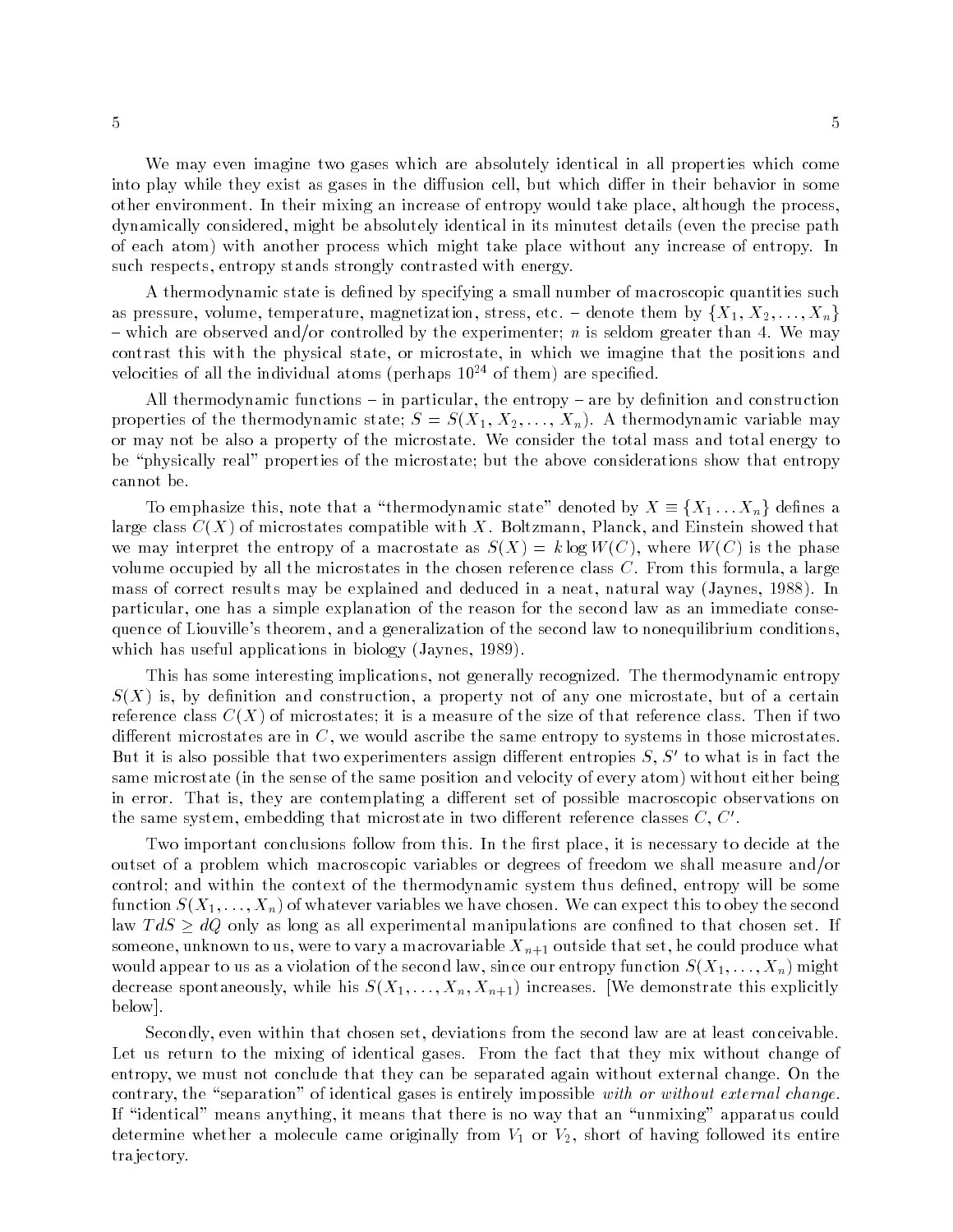We may even imagine two gases which are absolutely identical in all properties which come into play while they exist as gases in the diffusion cell, but which differ in their behavior in some other environment. In their mixing an increase of entropy would take place, although the process, dynamically considered, might be absolutely identical in its minutest details (even the precise path of each atom) with another process which might take place without any increase of entropy. In such respects, entropy stands strongly contrasted with energy.

A thermodynamic state is defined by specifying a small number of macroscopic quantities such as pressure, volume, temperature, magnetization, stress, etc. – denote them by $\{X_1, X_2, \ldots, X_n\}$ – which are observed and/or controlled by the experimenter; $n$ is seldom greater than 4. We may contrast this with the physical state, or microstate, in which we imagine that the positions and velocities of all the individual atoms (perhaps $10^{24}$ of them) are specified.

All thermodynamic functions – in particular, the entropy – are by definition and construction properties of the thermodynamic state; $S = S(X_1, X_2, \ldots, X_n)$. A thermodynamic variable may or may not be also a property of the microstate. We consider the total mass and total energy to be "physically real" properties of the microstate; but the above considerations show that entropy cannot be.

To emphasize this, note that a "thermodynamic state" denoted by $X \equiv \{X_1 \ldots X_n\}$ defines a large class $C(X)$ of microstates compatible with $X$. Boltzmann, Planck, and Einstein showed that we may interpret the entropy of a macrostate as $S(X) = k \log W(C)$, where $W(C)$ is the phase volume occupied by all the microstates in the chosen reference class $C$. From this formula, a large mass of correct results may be explained and deduced in a neat, natural way (Jaynes, 1988). In particular, one has a simple explanation of the reason for the second law as an immediate consequence of Liouville's theorem, and a generalization of the second law to nonequilibrium conditions, which has useful applications in biology (Jaynes, 1989).

This has some interesting implications, not generally recognized. The thermodynamic entropy $S(X)$ is, by definition and construction, a property not of any one microstate, but of a certain reference class $C(X)$ of microstates; it is a measure of the size of that reference class. Then if two different microstates are in $C$, we would ascribe the same entropy to systems in those microstates. But it is also possible that two experimenters assign different entropies $S$, $S'$ to what is in fact the same microstate (in the sense of the same position and velocity of every atom) without either being in error. That is, they are contemplating a different set of possible macroscopic observations on the same system, embedding that microstate in two different reference classes $C$, $C'$.

Two important conclusions follow from this. In the first place, it is necessary to decide at the outset of a problem which macroscopic variables or degrees of freedom we shall measure and/or control; and within the context of the thermodynamic system thus defined, entropy will be some function $S(X_1, \ldots, X_n)$ of whatever variables we have chosen. We can expect this to obey the second law $T dS \geq dQ$ only as long as all experimental manipulations are confined to that chosen set. If someone, unknown to us, were to vary a macrovariable $X_{n+1}$ outside that set, he could produce what would appear to us as a violation of the second law, since our entropy function $S(X_1, \ldots, X_n)$ might decrease spontaneously, while his $S(X_1, \ldots, X_n, X_{n+1})$ increases. [We demonstrate this explicitly below].

Secondly, even within that chosen set, deviations from the second law are at least conceivable. Let us return to the mixing of identical gases. From the fact that they mix without change of entropy, we must not conclude that they can be separated again without external change. On the contrary, the "separation" of identical gases is entirely impossible *with or without external change*. If "identical" means anything, it means that there is no way that an "unmixing" apparatus could determine whether a molecule came originally from $V_1$ or $V_2$, short of having followed its entire trajectory.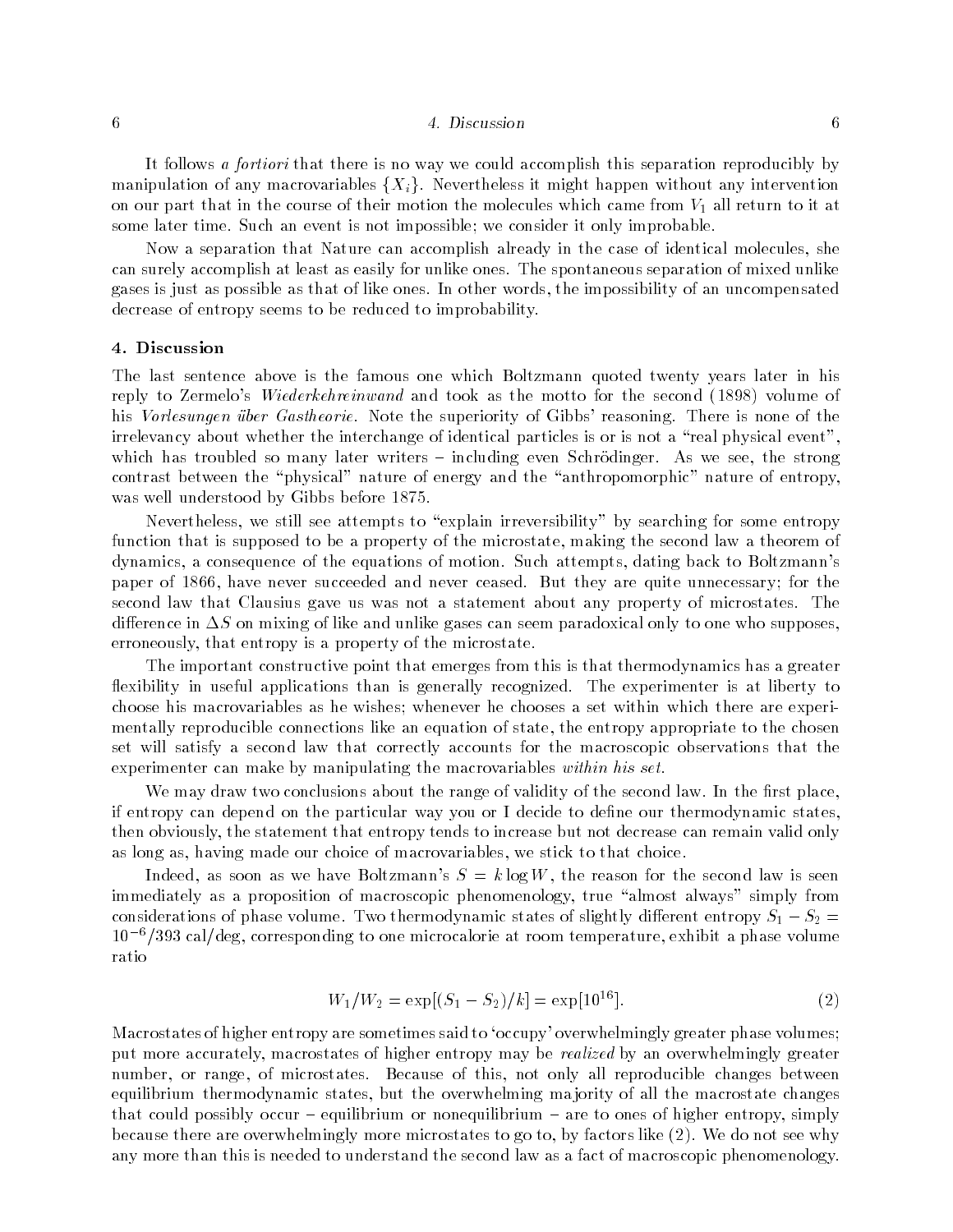It follows *a fortiori* that there is no way we could accomplish this separation reproducibly by manipulation of any macrovariables $\{X_i\}$. Nevertheless it might happen without any intervention on our part that in the course of their motion the molecules which came from $V_1$ all return to it at some later time. Such an event is not impossible; we consider it only improbable.

Now a separation that Nature can accomplish already in the case of identical molecules, she can surely accomplish at least as easily for unlike ones. The spontaneous separation of mixed unlike gases is just as possible as that of like ones. In other words, the impossibility of an uncompensated decrease of entropy seems to be reduced to improbability.

## 4. Discussion

The last sentence above is the famous one which Boltzmann quoted twenty years later in his reply to Zermelo's *Wiederkehreinwand* and took as the motto for the second (1898) volume of his *Vorlesungen über Gastheorie*. Note the superiority of Gibbs' reasoning. There is none of the irrelevancy about whether the interchange of identical particles is or is not a "real physical event", which has troubled so many later writers – including even Schrödinger. As we see, the strong contrast between the "physical" nature of energy and the "anthropomorphic" nature of entropy, was well understood by Gibbs before 1875.

Nevertheless, we still see attempts to "explain irreversibility" by searching for some entropy function that is supposed to be a property of the microstate, making the second law a theorem of dynamics, a consequence of the equations of motion. Such attempts, dating back to Boltzmann's paper of 1866, have never succeeded and never ceased. But they are quite unnecessary; for the second law that Clausius gave us was not a statement about any property of microstates. The difference in $\Delta S$ on mixing of like and unlike gases can seem paradoxical only to one who supposes, erroneously, that entropy is a property of the microstate.

The important constructive point that emerges from this is that thermodynamics has a greater flexibility in useful applications than is generally recognized. The experimenter is at liberty to choose his macrovariables as he wishes; whenever he chooses a set within which there are experimentally reproducible connections like an equation of state, the entropy appropriate to the chosen set will satisfy a second law that correctly accounts for the macroscopic observations that the experimenter can make by manipulating the macrovariables *within his set.*

We may draw two conclusions about the range of validity of the second law. In the first place, if entropy can depend on the particular way you or I decide to define our thermodynamic states, then obviously, the statement that entropy tends to increase but not decrease can remain valid only as long as, having made our choice of macrovariables, we stick to that choice.

Indeed, as soon as we have Boltzmann's $S = k \log W$, the reason for the second law is seen immediately as a proposition of macroscopic phenomenology, true "almost always" simply from considerations of phase volume. Two thermodynamic states of slightly different entropy $S_1 - S_2 = 10^{-6}/393$ cal/deg, corresponding to one microcalorie at room temperature, exhibit a phase volume ratio

$$W_1/W_2 = \exp[(S_1 - S_2)/k] = \exp[10^{16}]. \tag{2}$$

Macrostates of higher entropy are sometimes said to 'occupy' overwhelmingly greater phase volumes; put more accurately, macrostates of higher entropy may be *realized* by an overwhelmingly greater number, or range, of microstates. Because of this, not only all reproducible changes between equilibrium thermodynamic states, but the overwhelming majority of all the macrostate changes that could possibly occur – equilibrium or nonequilibrium – are to ones of higher entropy, simply because there are overwhelmingly more microstates to go to, by factors like (2). We do not see why any more than this is needed to understand the second law as a fact of macroscopic phenomenology.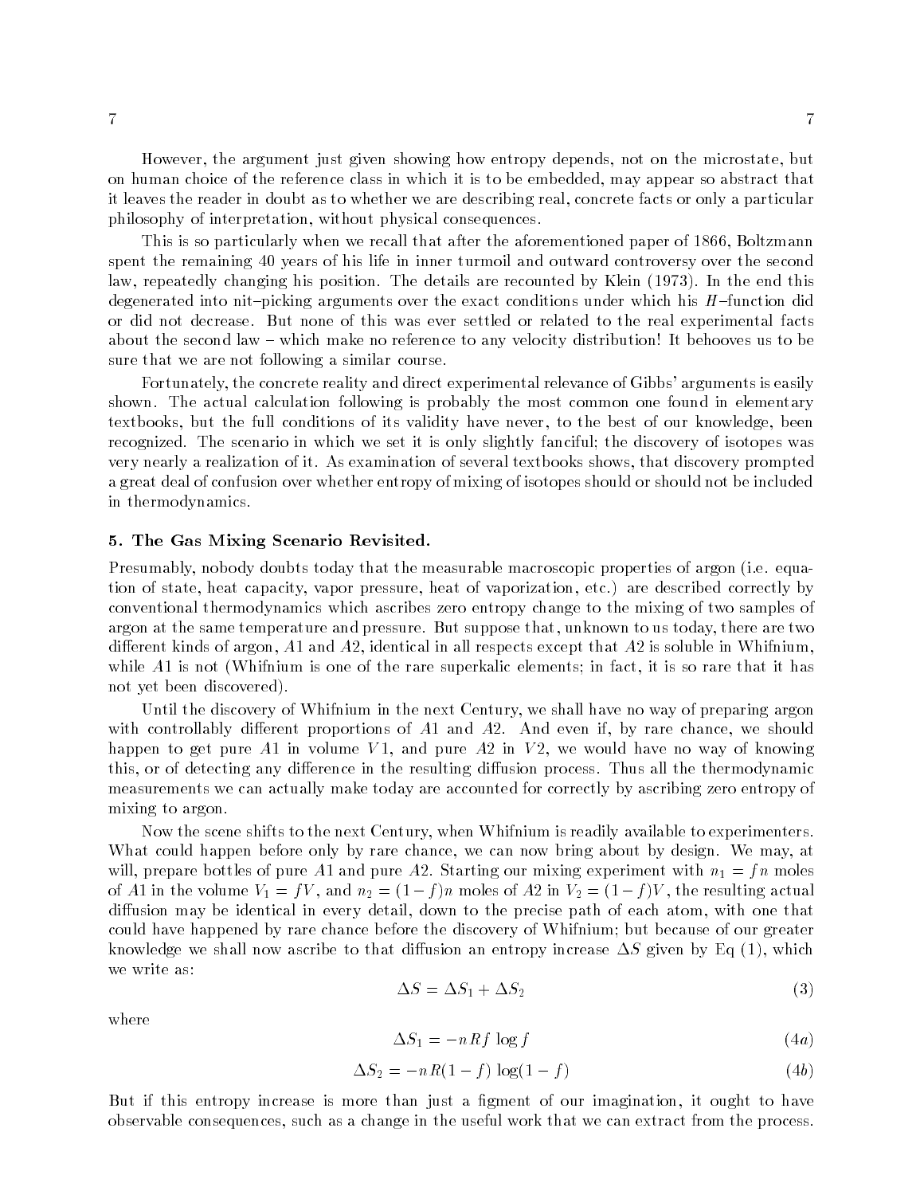However, the argument just given showing how entropy depends, not on the microstate, but on human choice of the reference class in which it is to be embedded, may appear so abstract that it leaves the reader in doubt as to whether we are describing real, concrete facts or only a particular philosophy of interpretation, without physical consequences.

This is so particularly when we recall that after the aforementioned paper of 1866, Boltzmann spent the remaining 40 years of his life in inner turmoil and outward controversy over the second law, repeatedly changing his position. The details are recounted by Klein (1973). In the end this degenerated into nit–picking arguments over the exact conditions under which his $H$–function did or did not decrease. But none of this was ever settled or related to the real experimental facts about the second law – which make no reference to any velocity distribution! It behooves us to be sure that we are not following a similar course.

Fortunately, the concrete reality and direct experimental relevance of Gibbs' arguments is easily shown. The actual calculation following is probably the most common one found in elementary textbooks, but the full conditions of its validity have never, to the best of our knowledge, been recognized. The scenario in which we set it is only slightly fanciful; the discovery of isotopes was very nearly a realization of it. As examination of several textbooks shows, that discovery prompted a great deal of confusion over whether entropy of mixing of isotopes should or should not be included in thermodynamics.

## 5. The Gas Mixing Scenario Revisited.

Presumably, nobody doubts today that the measurable macroscopic properties of argon (i.e. equation of state, heat capacity, vapor pressure, heat of vaporization, etc.) are described correctly by conventional thermodynamics which ascribes zero entropy change to the mixing of two samples of argon at the same temperature and pressure. But suppose that, unknown to us today, there are two different kinds of argon, $A1$ and $A2$, identical in all respects except that $A2$ is soluble in Whifnium, while $A1$ is not (Whifnium is one of the rare superkalic elements; in fact, it is so rare that it has not yet been discovered).

Until the discovery of Whifnium in the next Century, we shall have no way of preparing argon with controllably different proportions of $A1$ and $A2$. And even if, by rare chance, we should happen to get pure $A1$ in volume $V1$, and pure $A2$ in $V2$, we would have no way of knowing this, or of detecting any difference in the resulting diffusion process. Thus all the thermodynamic measurements we can actually make today are accounted for correctly by ascribing zero entropy of mixing to argon.

Now the scene shifts to the next Century, when Whifnium is readily available to experimenters. What could happen before only by rare chance, we can now bring about by design. We may, at will, prepare bottles of pure $A1$ and pure $A2$. Starting our mixing experiment with $n_1 = fn$ moles of $A1$ in the volume $V_1 = fV$, and $n_2 = (1-f)n$ moles of $A2$ in $V_2 = (1-f)V$, the resulting actual diffusion may be identical in every detail, down to the precise path of each atom, with one that could have happened by rare chance before the discovery of Whifnium; but because of our greater knowledge we shall now ascribe to that diffusion an entropy increase $\Delta S$ given by Eq (1), which we write as:

$$\Delta S = \Delta S_1 + \Delta S_2 \tag{3}$$

where

$$\Delta S_1 = -nRf \log f \tag{4a}$$

$$\Delta S_2 = -nR(1-f) \log(1-f) \tag{4b}$$

But if this entropy increase is more than just a figment of our imagination, it ought to have observable consequences, such as a change in the useful work that we can extract from the process.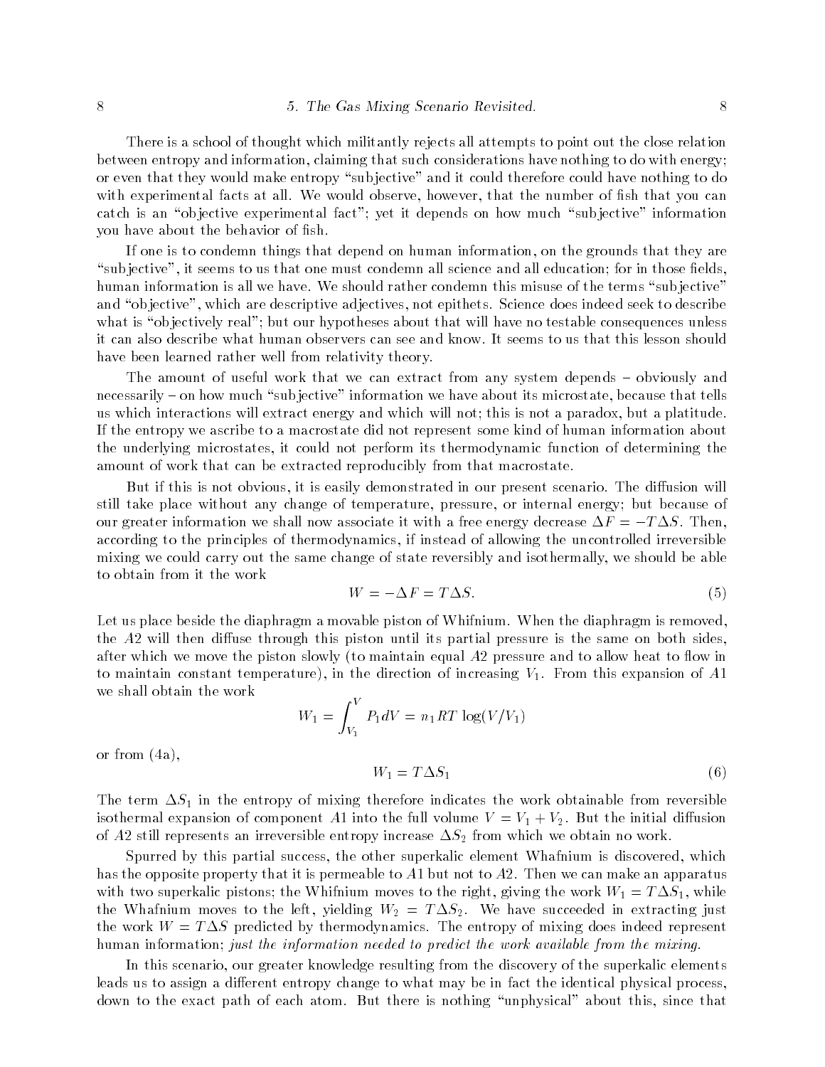There is a school of thought which militantly rejects all attempts to point out the close relation between entropy and information, claiming that such considerations have nothing to do with energy; or even that they would make entropy "subjective" and it could therefore could have nothing to do with experimental facts at all. We would observe, however, that the number of fish that you can catch is an "objective experimental fact"; yet it depends on how much "subjective" information you have about the behavior of fish.

If one is to condemn things that depend on human information, on the grounds that they are "subjective", it seems to us that one must condemn all science and all education; for in those fields, human information is all we have. We should rather condemn this misuse of the terms "subjective" and "objective", which are descriptive adjectives, not epithets. Science does indeed seek to describe what is "objectively real"; but our hypotheses about that will have no testable consequences unless it can also describe what human observers can see and know. It seems to us that this lesson should have been learned rather well from relativity theory.

The amount of useful work that we can extract from any system depends – obviously and necessarily – on how much "subjective" information we have about its microstate, because that tells us which interactions will extract energy and which will not; this is not a paradox, but a platitude. If the entropy we ascribe to a macrostate did not represent some kind of human information about the underlying microstates, it could not perform its thermodynamic function of determining the amount of work that can be extracted reproducibly from that macrostate.

But if this is not obvious, it is easily demonstrated in our present scenario. The diffusion will still take place without any change of temperature, pressure, or internal energy; but because of our greater information we shall now associate it with a free energy decrease $\Delta F = -T\Delta S$. Then, according to the principles of thermodynamics, if instead of allowing the uncontrolled irreversible mixing we could carry out the same change of state reversibly and isothermally, we should be able to obtain from it the work

$$W = -\Delta F = T\Delta S. \tag{5}$$

Let us place beside the diaphragm a movable piston of Whifnium. When the diaphragm is removed, the $A2$ will then diffuse through this piston until its partial pressure is the same on both sides, after which we move the piston slowly (to maintain equal $A2$ pressure and to allow heat to flow in to maintain constant temperature), in the direction of increasing $V_1$. From this expansion of $A1$ we shall obtain the work

$$W_1 = \int_{V_1}^{V} P_1 dV = n_1 RT \log(V/V_1)$$

or from (4a),

$$W_1 = T\Delta S_1 \tag{6}$$

The term $\Delta S_1$ in the entropy of mixing therefore indicates the work obtainable from reversible isothermal expansion of component $A1$ into the full volume $V = V_1 + V_2$. But the initial diffusion of $A2$ still represents an irreversible entropy increase $\Delta S_2$ from which we obtain no work.

Spurred by this partial success, the other superkalic element Whafnium is discovered, which has the opposite property that it is permeable to $A1$ but not to $A2$. Then we can make an apparatus with two superkalic pistons; the Whifnium moves to the right, giving the work $W_1 = T\Delta S_1$, while the Whafnium moves to the left, yielding $W_2 = T\Delta S_2$. We have succeeded in extracting just the work $W = T\Delta S$ predicted by thermodynamics. The entropy of mixing does indeed represent human information; *just the information needed to predict the work available from the mixing.*

In this scenario, our greater knowledge resulting from the discovery of the superkalic elements leads us to assign a different entropy change to what may be in fact the identical physical process, down to the exact path of each atom. But there is nothing "unphysical" about this, since that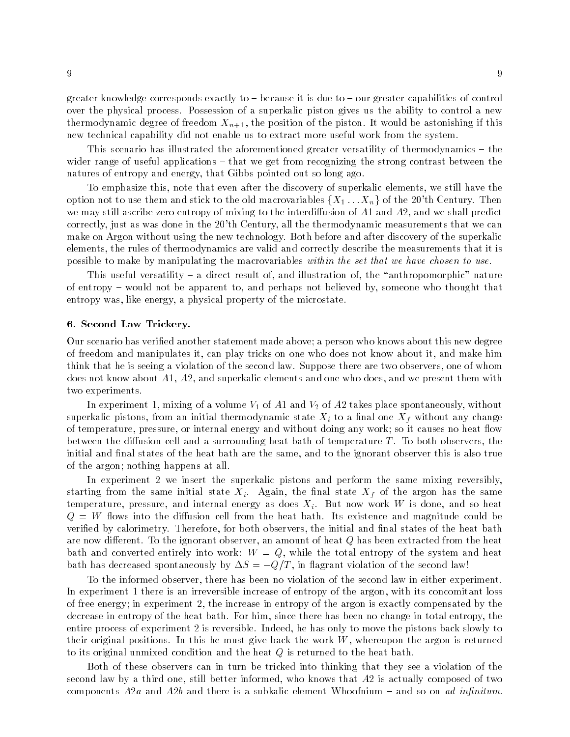greater knowledge corresponds exactly to – because it is due to – our greater capabilities of control over the physical process. Possession of a superkalic piston gives us the ability to control a new thermodynamic degree of freedom $X_{n+1}$, the position of the piston. It would be astonishing if this new technical capability did not enable us to extract more useful work from the system.

This scenario has illustrated the aforementioned greater versatility of thermodynamics – the wider range of useful applications – that we get from recognizing the strong contrast between the natures of entropy and energy, that Gibbs pointed out so long ago.

To emphasize this, note that even after the discovery of superkalic elements, we still have the option not to use them and stick to the old macrovariables $\{X_1 \ldots X_n\}$ of the 20'th Century. Then we may still ascribe zero entropy of mixing to the interdiffusion of $A1$ and $A2$, and we shall predict correctly, just as was done in the 20'th Century, all the thermodynamic measurements that we can make on Argon without using the new technology. Both before and after discovery of the superkalic elements, the rules of thermodynamics are valid and correctly describe the measurements that it is possible to make by manipulating the macrovariables *within the set that we have chosen to use*.

This useful versatility – a direct result of, and illustration of, the "anthropomorphic" nature of entropy – would not be apparent to, and perhaps not believed by, someone who thought that entropy was, like energy, a physical property of the microstate.

## 6. Second Law Trickery.

Our scenario has verified another statement made above; a person who knows about this new degree of freedom and manipulates it, can play tricks on one who does not know about it, and make him think that he is seeing a violation of the second law. Suppose there are two observers, one of whom does not know about $A1$, $A2$, and superkalic elements and one who does, and we present them with two experiments.

In experiment 1, mixing of a volume $V_1$ of $A1$ and $V_2$ of $A2$ takes place spontaneously, without superkalic pistons, from an initial thermodynamic state $X_i$ to a final one $X_f$ without any change of temperature, pressure, or internal energy and without doing any work; so it causes no heat flow between the diffusion cell and a surrounding heat bath of temperature $T$. To both observers, the initial and final states of the heat bath are the same, and to the ignorant observer this is also true of the argon; nothing happens at all.

In experiment 2 we insert the superkalic pistons and perform the same mixing reversibly, starting from the same initial state $X_i$. Again, the final state $X_f$ of the argon has the same temperature, pressure, and internal energy as does $X_i$. But now work $W$ is done, and so heat $Q = W$ flows into the diffusion cell from the heat bath. Its existence and magnitude could be verified by calorimetry. Therefore, for both observers, the initial and final states of the heat bath are now different. To the ignorant observer, an amount of heat $Q$ has been extracted from the heat bath and converted entirely into work: $W = Q$, while the total entropy of the system and heat bath has decreased spontaneously by $\Delta S = -Q/T$, in flagrant violation of the second law!

To the informed observer, there has been no violation of the second law in either experiment. In experiment 1 there is an irreversible increase of entropy of the argon, with its concomitant loss of free energy; in experiment 2, the increase in entropy of the argon is exactly compensated by the decrease in entropy of the heat bath. For him, since there has been no change in total entropy, the entire process of experiment 2 is reversible. Indeed, he has only to move the pistons back slowly to their original positions. In this he must give back the work $W$, whereupon the argon is returned to its original unmixed condition and the heat $Q$ is returned to the heat bath.

Both of these observers can in turn be tricked into thinking that they see a violation of the second law by a third one, still better informed, who knows that $A2$ is actually composed of two components $A2a$ and $A2b$ and there is a subkalic element Whoofnium – and so on *ad infinitum*.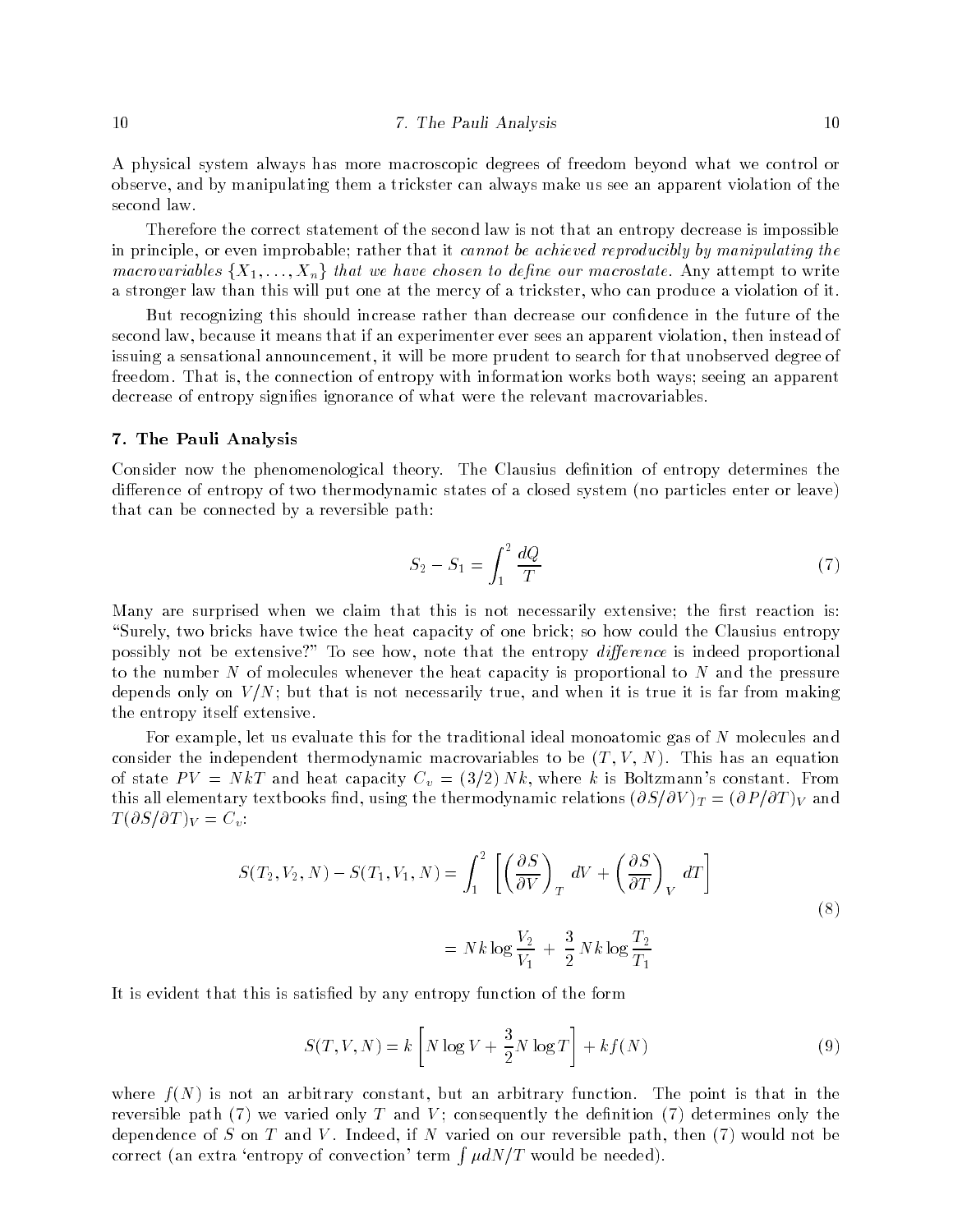A physical system always has more macroscopic degrees of freedom beyond what we control or observe, and by manipulating them a trickster can always make us see an apparent violation of the second law.

Therefore the correct statement of the second law is not that an entropy decrease is impossible in principle, or even improbable; rather that it *cannot be achieved reproducibly by manipulating the macrovariables $\{X_1, \ldots, X_n\}$ that we have chosen to define our macrostate.* Any attempt to write a stronger law than this will put one at the mercy of a trickster, who can produce a violation of it.

But recognizing this should increase rather than decrease our confidence in the future of the second law, because it means that if an experimenter ever sees an apparent violation, then instead of issuing a sensational announcement, it will be more prudent to search for that unobserved degree of freedom. That is, the connection of entropy with information works both ways; seeing an apparent decrease of entropy signifies ignorance of what were the relevant macrovariables.

## 7. The Pauli Analysis

Consider now the phenomenological theory. The Clausius definition of entropy determines the difference of entropy of two thermodynamic states of a closed system (no particles enter or leave) that can be connected by a reversible path:

$$S_2 - S_1 = \int_1^2 \frac{dQ}{T} \tag{7}$$

Many are surprised when we claim that this is not necessarily extensive; the first reaction is: "Surely, two bricks have twice the heat capacity of one brick; so how could the Clausius entropy possibly not be extensive?" To see how, note that the entropy *difference* is indeed proportional to the number $N$ of molecules whenever the heat capacity is proportional to $N$ and the pressure depends only on $V/N$; but that is not necessarily true, and when it is true it is far from making the entropy itself extensive.

For example, let us evaluate this for the traditional ideal monoatomic gas of $N$ molecules and consider the independent thermodynamic macrovariables to be $(T, V, N)$. This has an equation of state $PV = NkT$ and heat capacity $C_v = (3/2)\,Nk$, where $k$ is Boltzmann's constant. From this all elementary textbooks find, using the thermodynamic relations $(\partial S/\partial V)_T = (\partial P/\partial T)_V$ and $T(\partial S/\partial T)_V = C_v$:

$$\begin{aligned} S(T_2, V_2, N) - S(T_1, V_1, N) &= \int_1^2 \left[ \left(\frac{\partial S}{\partial V}\right)_T dV + \left(\frac{\partial S}{\partial T}\right)_V dT \right] \\ &= Nk \log \frac{V_2}{V_1} + \frac{3}{2}\, Nk \log \frac{T_2}{T_1} \end{aligned} \tag{8}$$

It is evident that this is satisfied by any entropy function of the form

$$S(T, V, N) = k \left[ N \log V + \frac{3}{2} N \log T \right] + k f(N) \tag{9}$$

where $f(N)$ is not an arbitrary constant, but an arbitrary function. The point is that in the reversible path (7) we varied only $T$ and $V$; consequently the definition (7) determines only the dependence of $S$ on $T$ and $V$. Indeed, if $N$ varied on our reversible path, then (7) would not be correct (an extra 'entropy of convection' term $\int \mu dN/T$ would be needed).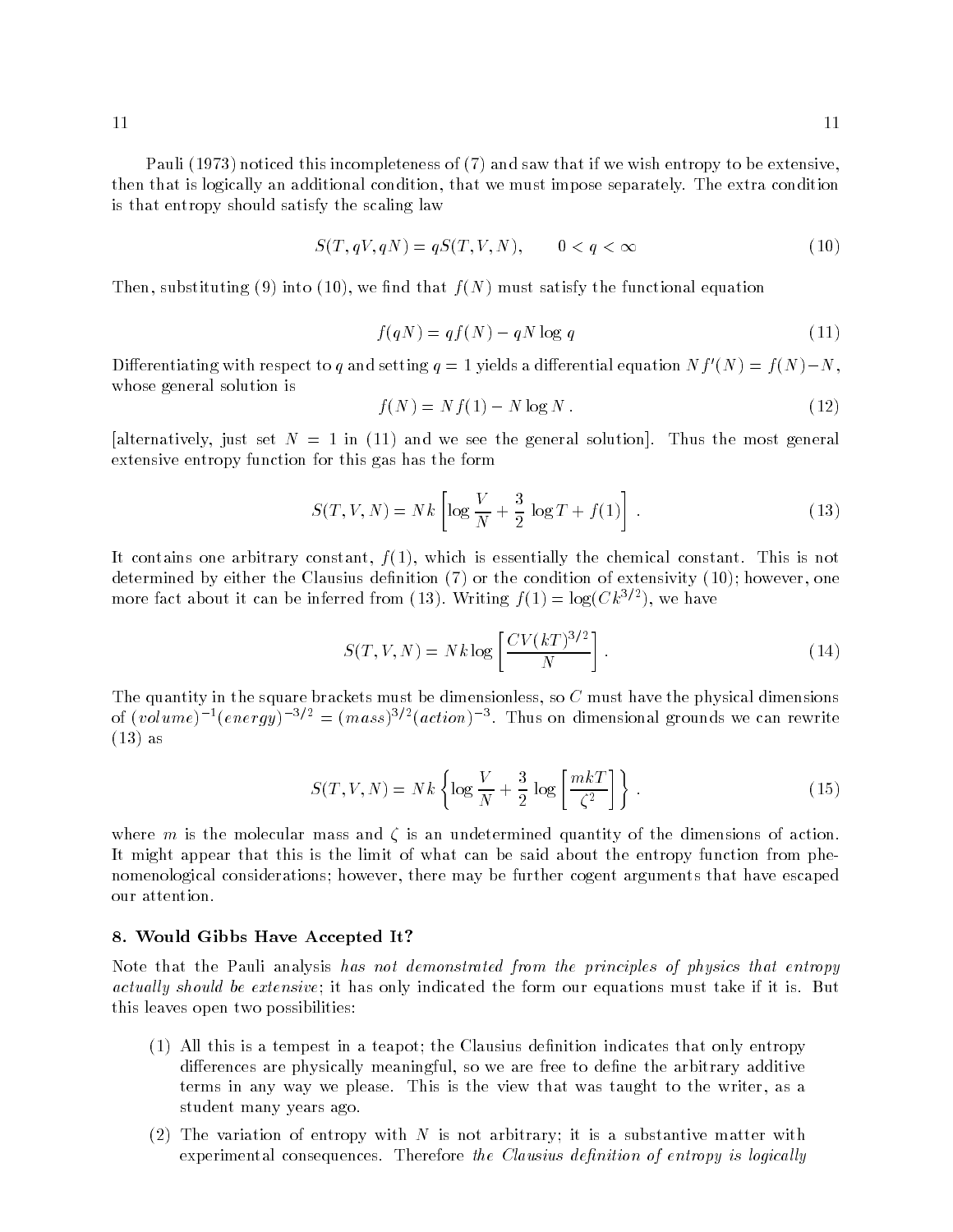Pauli (1973) noticed this incompleteness of (7) and saw that if we wish entropy to be extensive, then that is logically an additional condition, that we must impose separately. The extra condition is that entropy should satisfy the scaling law

$$S(T, qV, qN) = qS(T, V, N), \qquad 0 < q < \infty \tag{10}$$

Then, substituting (9) into (10), we find that $f(N)$ must satisfy the functional equation

$$f(qN) = q f(N) - qN \log q \tag{11}$$

Differentiating with respect to $q$ and setting $q = 1$ yields a differential equation $N f'(N) = f(N) - N$, whose general solution is

$$f(N) = N f(1) - N \log N\,. \tag{12}$$

[alternatively, just set $N = 1$ in (11) and we see the general solution]. Thus the most general extensive entropy function for this gas has the form

$$S(T, V, N) = Nk \left[ \log \frac{V}{N} + \frac{3}{2} \log T + f(1) \right] . \tag{13}$$

It contains one arbitrary constant, $f(1)$, which is essentially the chemical constant. This is not determined by either the Clausius definition (7) or the condition of extensivity (10); however, one more fact about it can be inferred from (13). Writing $f(1) = \log(Ck^{3/2})$, we have

$$S(T, V, N) = Nk \log \left[ \frac{CV(kT)^{3/2}}{N} \right] . \tag{14}$$

The quantity in the square brackets must be dimensionless, so $C$ must have the physical dimensions of $(volume)^{-1}(energy)^{-3/2} = (mass)^{3/2}(action)^{-3}$. Thus on dimensional grounds we can rewrite (13) as

$$S(T, V, N) = Nk \left\{ \log \frac{V}{N} + \frac{3}{2} \log \left[ \frac{mkT}{\zeta^2} \right] \right\} . \tag{15}$$

where $m$ is the molecular mass and $\zeta$ is an undetermined quantity of the dimensions of action. It might appear that this is the limit of what can be said about the entropy function from phenomenological considerations; however, there may be further cogent arguments that have escaped our attention.

## 8. Would Gibbs Have Accepted It?

Note that the Pauli analysis *has not demonstrated from the principles of physics that entropy actually should be extensive*; it has only indicated the form our equations must take if it is. But this leaves open two possibilities:

(1) All this is a tempest in a teapot; the Clausius definition indicates that only entropy differences are physically meaningful, so we are free to define the arbitrary additive terms in any way we please. This is the view that was taught to the writer, as a student many years ago.

(2) The variation of entropy with $N$ is not arbitrary; it is a substantive matter with experimental consequences. Therefore *the Clausius definition of entropy is logically*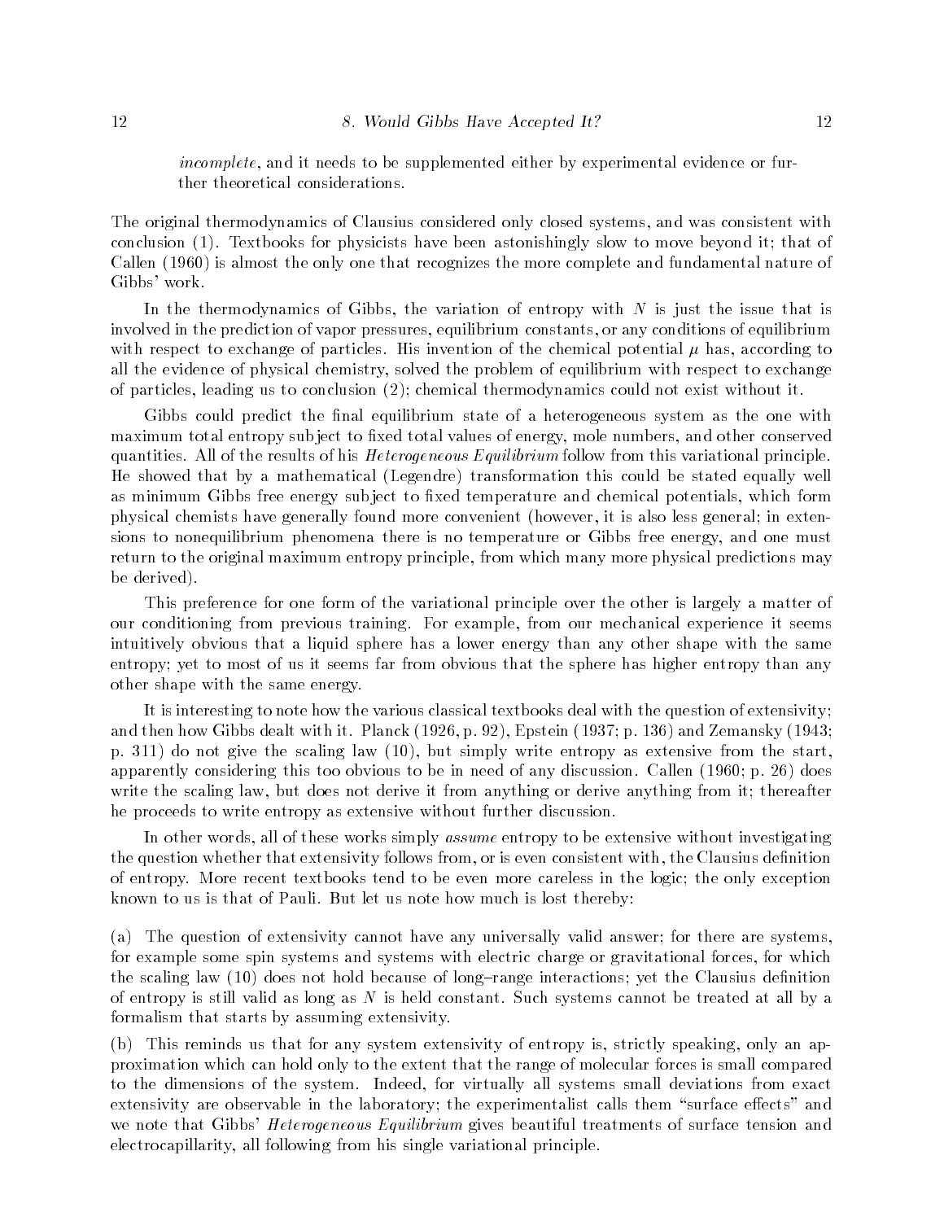*incomplete*, and it needs to be supplemented either by experimental evidence or further theoretical considerations.

The original thermodynamics of Clausius considered only closed systems, and was consistent with conclusion (1). Textbooks for physicists have been astonishingly slow to move beyond it; that of Callen (1960) is almost the only one that recognizes the more complete and fundamental nature of Gibbs' work.

In the thermodynamics of Gibbs, the variation of entropy with $N$ is just the issue that is involved in the prediction of vapor pressures, equilibrium constants, or any conditions of equilibrium with respect to exchange of particles. His invention of the chemical potential $\mu$ has, according to all the evidence of physical chemistry, solved the problem of equilibrium with respect to exchange of particles, leading us to conclusion (2); chemical thermodynamics could not exist without it.

Gibbs could predict the final equilibrium state of a heterogeneous system as the one with maximum total entropy subject to fixed total values of energy, mole numbers, and other conserved quantities. All of the results of his *Heterogeneous Equilibrium* follow from this variational principle. He showed that by a mathematical (Legendre) transformation this could be stated equally well as minimum Gibbs free energy subject to fixed temperature and chemical potentials, which form physical chemists have generally found more convenient (however, it is also less general; in extensions to nonequilibrium phenomena there is no temperature or Gibbs free energy, and one must return to the original maximum entropy principle, from which many more physical predictions may be derived).

This preference for one form of the variational principle over the other is largely a matter of our conditioning from previous training. For example, from our mechanical experience it seems intuitively obvious that a liquid sphere has a lower energy than any other shape with the same entropy; yet to most of us it seems far from obvious that the sphere has higher entropy than any other shape with the same energy.

It is interesting to note how the various classical textbooks deal with the question of extensivity; and then how Gibbs dealt with it. Planck (1926, p. 92), Epstein (1937; p. 136) and Zemansky (1943; p. 311) do not give the scaling law (10), but simply write entropy as extensive from the start, apparently considering this too obvious to be in need of any discussion. Callen (1960; p. 26) does write the scaling law, but does not derive it from anything or derive anything from it; thereafter he proceeds to write entropy as extensive without further discussion.

In other words, all of these works simply *assume* entropy to be extensive without investigating the question whether that extensivity follows from, or is even consistent with, the Clausius definition of entropy. More recent textbooks tend to be even more careless in the logic; the only exception known to us is that of Pauli. But let us note how much is lost thereby:

(a) The question of extensivity cannot have any universally valid answer; for there are systems, for example some spin systems and systems with electric charge or gravitational forces, for which the scaling law (10) does not hold because of long–range interactions; yet the Clausius definition of entropy is still valid as long as $N$ is held constant. Such systems cannot be treated at all by a formalism that starts by assuming extensivity.

(b) This reminds us that for any system extensivity of entropy is, strictly speaking, only an approximation which can hold only to the extent that the range of molecular forces is small compared to the dimensions of the system. Indeed, for virtually all systems small deviations from exact extensivity are observable in the laboratory; the experimentalist calls them "surface effects" and we note that Gibbs' *Heterogeneous Equilibrium* gives beautiful treatments of surface tension and electrocapillarity, all following from his single variational principle.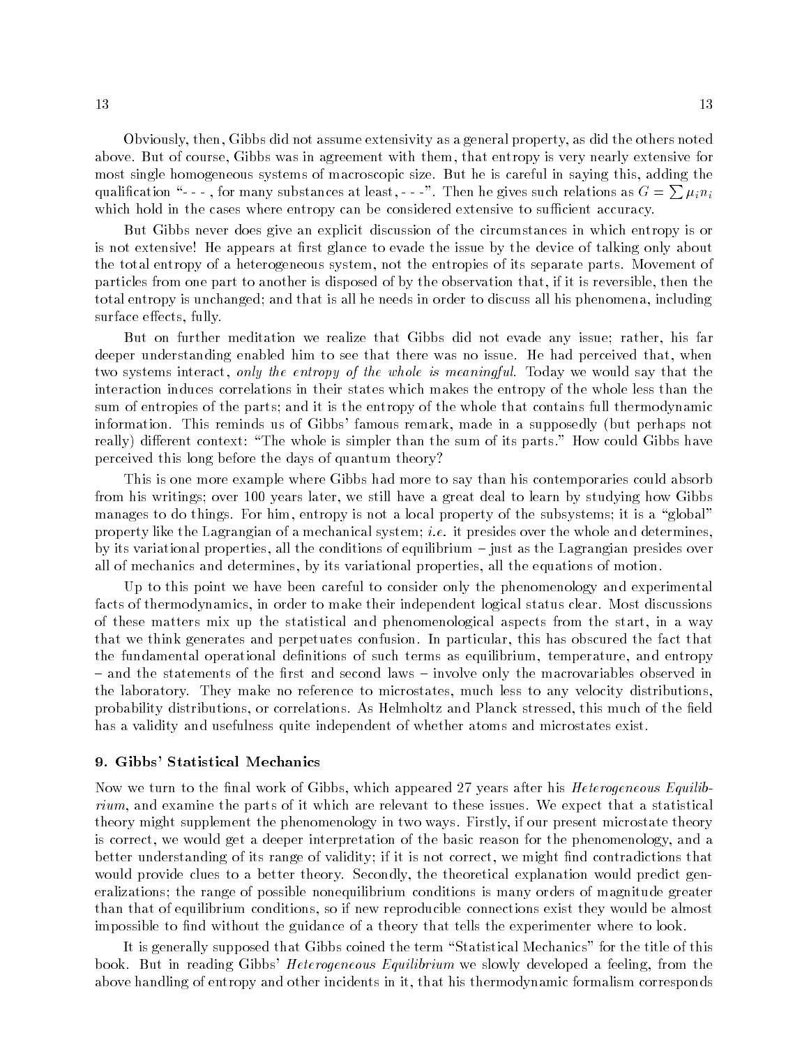Obviously, then, Gibbs did not assume extensivity as a general property, as did the others noted above. But of course, Gibbs was in agreement with them, that entropy is very nearly extensive for most single homogeneous systems of macroscopic size. But he is careful in saying this, adding the qualification "- - - , for many substances at least, - - -". Then he gives such relations as $G = \sum \mu_i n_i$ which hold in the cases where entropy can be considered extensive to sufficient accuracy.

But Gibbs never does give an explicit discussion of the circumstances in which entropy is or is not extensive! He appears at first glance to evade the issue by the device of talking only about the total entropy of a heterogeneous system, not the entropies of its separate parts. Movement of particles from one part to another is disposed of by the observation that, if it is reversible, then the total entropy is unchanged; and that is all he needs in order to discuss all his phenomena, including surface effects, fully.

But on further meditation we realize that Gibbs did not evade any issue; rather, his far deeper understanding enabled him to see that there was no issue. He had perceived that, when two systems interact, *only the entropy of the whole is meaningful.* Today we would say that the interaction induces correlations in their states which makes the entropy of the whole less than the sum of entropies of the parts; and it is the entropy of the whole that contains full thermodynamic information. This reminds us of Gibbs' famous remark, made in a supposedly (but perhaps not really) different context: "The whole is simpler than the sum of its parts." How could Gibbs have perceived this long before the days of quantum theory?

This is one more example where Gibbs had more to say than his contemporaries could absorb from his writings; over 100 years later, we still have a great deal to learn by studying how Gibbs manages to do things. For him, entropy is not a local property of the subsystems; it is a "global" property like the Lagrangian of a mechanical system; *i.e.* it presides over the whole and determines, by its variational properties, all the conditions of equilibrium – just as the Lagrangian presides over all of mechanics and determines, by its variational properties, all the equations of motion.

Up to this point we have been careful to consider only the phenomenology and experimental facts of thermodynamics, in order to make their independent logical status clear. Most discussions of these matters mix up the statistical and phenomenological aspects from the start, in a way that we think generates and perpetuates confusion. In particular, this has obscured the fact that the fundamental operational definitions of such terms as equilibrium, temperature, and entropy – and the statements of the first and second laws – involve only the macrovariables observed in the laboratory. They make no reference to microstates, much less to any velocity distributions, probability distributions, or correlations. As Helmholtz and Planck stressed, this much of the field has a validity and usefulness quite independent of whether atoms and microstates exist.

## 9. Gibbs' Statistical Mechanics

Now we turn to the final work of Gibbs, which appeared 27 years after his *Heterogeneous Equilibrium*, and examine the parts of it which are relevant to these issues. We expect that a statistical theory might supplement the phenomenology in two ways. Firstly, if our present microstate theory is correct, we would get a deeper interpretation of the basic reason for the phenomenology, and a better understanding of its range of validity; if it is not correct, we might find contradictions that would provide clues to a better theory. Secondly, the theoretical explanation would predict generalizations; the range of possible nonequilibrium conditions is many orders of magnitude greater than that of equilibrium conditions, so if new reproducible connections exist they would be almost impossible to find without the guidance of a theory that tells the experimenter where to look.

It is generally supposed that Gibbs coined the term "Statistical Mechanics" for the title of this book. But in reading Gibbs' *Heterogeneous Equilibrium* we slowly developed a feeling, from the above handling of entropy and other incidents in it, that his thermodynamic formalism corresponds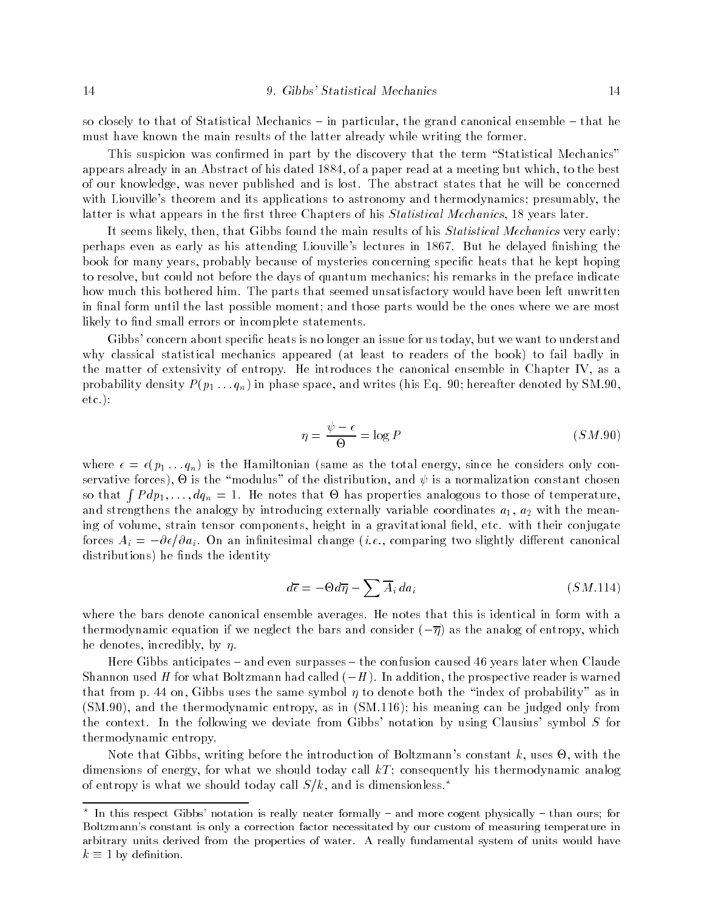so closely to that of Statistical Mechanics – in particular, the grand canonical ensemble – that he must have known the main results of the latter already while writing the former.

This suspicion was confirmed in part by the discovery that the term "Statistical Mechanics" appears already in an Abstract of his dated 1884, of a paper read at a meeting but which, to the best of our knowledge, was never published and is lost. The abstract states that he will be concerned with Liouville's theorem and its applications to astronomy and thermodynamics; presumably, the latter is what appears in the first three Chapters of his *Statistical Mechanics*, 18 years later.

It seems likely, then, that Gibbs found the main results of his *Statistical Mechanics* very early; perhaps even as early as his attending Liouville's lectures in 1867. But he delayed finishing the book for many years, probably because of mysteries concerning specific heats that he kept hoping to resolve, but could not before the days of quantum mechanics; his remarks in the preface indicate how much this bothered him. The parts that seemed unsatisfactory would have been left unwritten in final form until the last possible moment; and those parts would be the ones where we are most likely to find small errors or incomplete statements.

Gibbs' concern about specific heats is no longer an issue for us today, but we want to understand why classical statistical mechanics appeared (at least to readers of the book) to fail badly in the matter of extensivity of entropy. He introduces the canonical ensemble in Chapter IV, as a probability density $P(p_1 \dots q_n)$ in phase space, and writes (his Eq. 90; hereafter denoted by SM.90, etc.):

$$\eta = \frac{\psi - \epsilon}{\Theta} = \log P \qquad (SM.90)$$

where $\epsilon = \epsilon(p_1 \dots q_n)$ is the Hamiltonian (same as the total energy, since he considers only conservative forces), $\Theta$ is the "modulus" of the distribution, and $\psi$ is a normalization constant chosen so that $\int P dp_1, \dots, dq_n = 1$. He notes that $\Theta$ has properties analogous to those of temperature, and strengthens the analogy by introducing externally variable coordinates $a_1$, $a_2$ with the meaning of volume, strain tensor components, height in a gravitational field, etc. with their conjugate forces $A_i = -\partial\epsilon/\partial a_i$. On an infinitesimal change (*i.e.*, comparing two slightly different canonical distributions) he finds the identity

$$d\overline{\epsilon} = -\Theta d\overline{\eta} - \sum \overline{A}_i \, da_i \qquad (SM.114)$$

where the bars denote canonical ensemble averages. He notes that this is identical in form with a thermodynamic equation if we neglect the bars and consider $(-\overline{\eta})$ as the analog of entropy, which he denotes, incredibly, by $\eta$.

Here Gibbs anticipates – and even surpasses – the confusion caused 46 years later when Claude Shannon used $H$ for what Boltzmann had called $(-H)$. In addition, the prospective reader is warned that from p. 44 on, Gibbs uses the same symbol $\eta$ to denote both the "index of probability" as in (SM.90), and the thermodynamic entropy, as in (SM.116); his meaning can be judged only from the context. In the following we deviate from Gibbs' notation by using Clausius' symbol $S$ for thermodynamic entropy.

Note that Gibbs, writing before the introduction of Boltzmann's constant $k$, uses $\Theta$, with the dimensions of energy, for what we should today call $kT$; consequently his thermodynamic analog of entropy is what we should today call $S/k$, and is dimensionless.*

---

* In this respect Gibbs' notation is really neater formally – and more cogent physically – than ours; for Boltzmann's constant is only a correction factor necessitated by our custom of measuring temperature in arbitrary units derived from the properties of water. A really fundamental system of units would have $k \equiv 1$ by definition.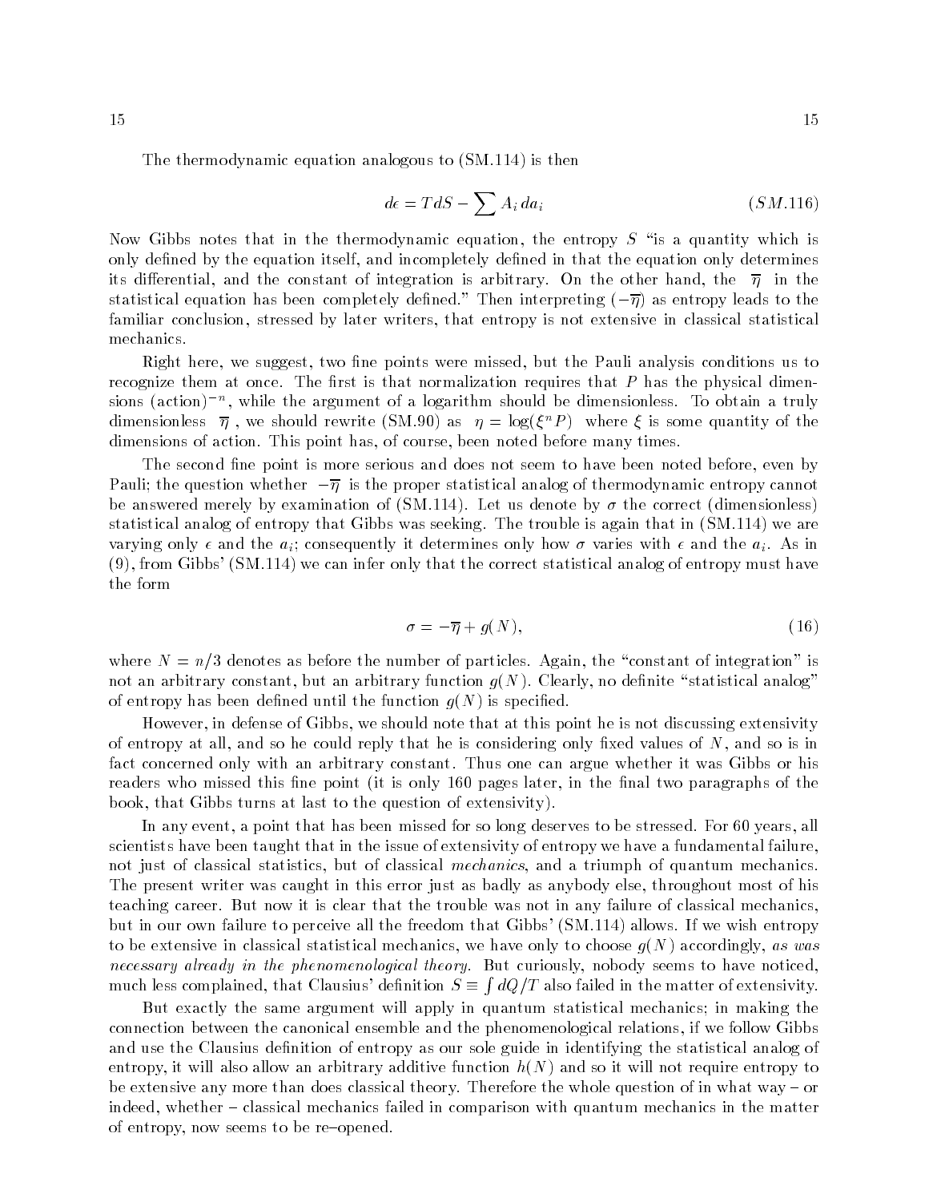The thermodynamic equation analogous to (SM.114) is then

$$d\epsilon = T\,dS - \sum A_i\,da_i \tag{SM.116}$$

Now Gibbs notes that in the thermodynamic equation, the entropy $S$ "is a quantity which is only defined by the equation itself, and incompletely defined in that the equation only determines its differential, and the constant of integration is arbitrary. On the other hand, the $\overline{\eta}$ in the statistical equation has been completely defined." Then interpreting $(-\overline{\eta})$ as entropy leads to the familiar conclusion, stressed by later writers, that entropy is not extensive in classical statistical mechanics.

Right here, we suggest, two fine points were missed, but the Pauli analysis conditions us to recognize them at once. The first is that normalization requires that $P$ has the physical dimensions $(\text{action})^{-n}$, while the argument of a logarithm should be dimensionless. To obtain a truly dimensionless $\overline{\eta}$, we should rewrite (SM.90) as $\eta = \log(\xi^n P)$ where $\xi$ is some quantity of the dimensions of action. This point has, of course, been noted before many times.

The second fine point is more serious and does not seem to have been noted before, even by Pauli; the question whether $-\overline{\eta}$ is the proper statistical analog of thermodynamic entropy cannot be answered merely by examination of (SM.114). Let us denote by $\sigma$ the correct (dimensionless) statistical analog of entropy that Gibbs was seeking. The trouble is again that in (SM.114) we are varying only $\epsilon$ and the $a_i$; consequently it determines only how $\sigma$ varies with $\epsilon$ and the $a_i$. As in (9), from Gibbs' (SM.114) we can infer only that the correct statistical analog of entropy must have the form

$$\sigma = -\overline{\eta} + g(N), \tag{16}$$

where $N = n/3$ denotes as before the number of particles. Again, the "constant of integration" is not an arbitrary constant, but an arbitrary function $g(N)$. Clearly, no definite "statistical analog" of entropy has been defined until the function $g(N)$ is specified.

However, in defense of Gibbs, we should note that at this point he is not discussing extensivity of entropy at all, and so he could reply that he is considering only fixed values of $N$, and so is in fact concerned only with an arbitrary constant. Thus one can argue whether it was Gibbs or his readers who missed this fine point (it is only 160 pages later, in the final two paragraphs of the book, that Gibbs turns at last to the question of extensivity).

In any event, a point that has been missed for so long deserves to be stressed. For 60 years, all scientists have been taught that in the issue of extensivity of entropy we have a fundamental failure, not just of classical statistics, but of classical *mechanics*, and a triumph of quantum mechanics. The present writer was caught in this error just as badly as anybody else, throughout most of his teaching career. But now it is clear that the trouble was not in any failure of classical mechanics, but in our own failure to perceive all the freedom that Gibbs' (SM.114) allows. If we wish entropy to be extensive in classical statistical mechanics, we have only to choose $g(N)$ accordingly, *as was necessary already in the phenomenological theory*. But curiously, nobody seems to have noticed, much less complained, that Clausius' definition $S \equiv \int dQ/T$ also failed in the matter of extensivity.

But exactly the same argument will apply in quantum statistical mechanics; in making the connection between the canonical ensemble and the phenomenological relations, if we follow Gibbs and use the Clausius definition of entropy as our sole guide in identifying the statistical analog of entropy, it will also allow an arbitrary additive function $h(N)$ and so it will not require entropy to be extensive any more than does classical theory. Therefore the whole question of in what way – or indeed, whether – classical mechanics failed in comparison with quantum mechanics in the matter of entropy, now seems to be re–opened.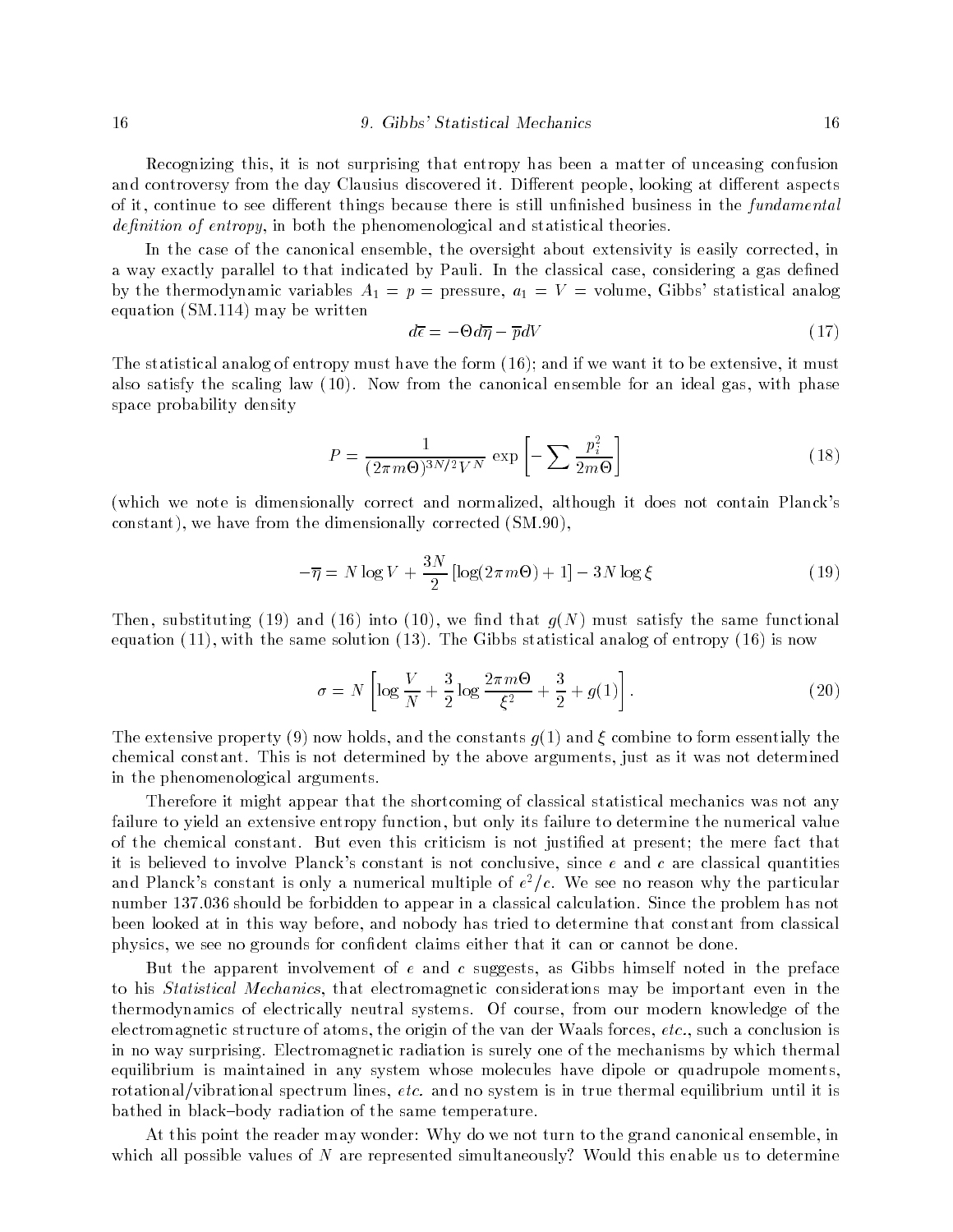Recognizing this, it is not surprising that entropy has been a matter of unceasing confusion and controversy from the day Clausius discovered it. Different people, looking at different aspects of it, continue to see different things because there is still unfinished business in the *fundamental definition of entropy*, in both the phenomenological and statistical theories.

In the case of the canonical ensemble, the oversight about extensivity is easily corrected, in a way exactly parallel to that indicated by Pauli. In the classical case, considering a gas defined by the thermodynamic variables $A_1 = p =$ pressure, $a_1 = V =$ volume, Gibbs' statistical analog equation (SM.114) may be written

$$d\overline{\epsilon} = -\Theta d\overline{\eta} - \overline{p}dV \tag{17}$$

The statistical analog of entropy must have the form (16); and if we want it to be extensive, it must also satisfy the scaling law (10). Now from the canonical ensemble for an ideal gas, with phase space probability density

$$P = \frac{1}{(2\pi m\Theta)^{3N/2} V^N} \exp\left[-\sum \frac{p_i^2}{2m\Theta}\right] \tag{18}$$

(which we note is dimensionally correct and normalized, although it does not contain Planck's constant), we have from the dimensionally corrected (SM.90),

$$-\overline{\eta} = N \log V + \frac{3N}{2}\left[\log(2\pi m\Theta) + 1\right] - 3N \log \xi \tag{19}$$

Then, substituting (19) and (16) into (10), we find that $g(N)$ must satisfy the same functional equation (11), with the same solution (13). The Gibbs statistical analog of entropy (16) is now

$$\sigma = N\left[\log \frac{V}{N} + \frac{3}{2}\log \frac{2\pi m\Theta}{\xi^2} + \frac{3}{2} + g(1)\right]. \tag{20}$$

The extensive property (9) now holds, and the constants $g(1)$ and $\xi$ combine to form essentially the chemical constant. This is not determined by the above arguments, just as it was not determined in the phenomenological arguments.

Therefore it might appear that the shortcoming of classical statistical mechanics was not any failure to yield an extensive entropy function, but only its failure to determine the numerical value of the chemical constant. But even this criticism is not justified at present; the mere fact that it is believed to involve Planck's constant is not conclusive, since $e$ and $c$ are classical quantities and Planck's constant is only a numerical multiple of $e^2/c$. We see no reason why the particular number 137.036 should be forbidden to appear in a classical calculation. Since the problem has not been looked at in this way before, and nobody has tried to determine that constant from classical physics, we see no grounds for confident claims either that it can or cannot be done.

But the apparent involvement of $e$ and $c$ suggests, as Gibbs himself noted in the preface to his *Statistical Mechanics*, that electromagnetic considerations may be important even in the thermodynamics of electrically neutral systems. Of course, from our modern knowledge of the electromagnetic structure of atoms, the origin of the van der Waals forces, *etc.*, such a conclusion is in no way surprising. Electromagnetic radiation is surely one of the mechanisms by which thermal equilibrium is maintained in any system whose molecules have dipole or quadrupole moments, rotational/vibrational spectrum lines, *etc.* and no system is in true thermal equilibrium until it is bathed in black–body radiation of the same temperature.

At this point the reader may wonder: Why do we not turn to the grand canonical ensemble, in which all possible values of $N$ are represented simultaneously? Would this enable us to determine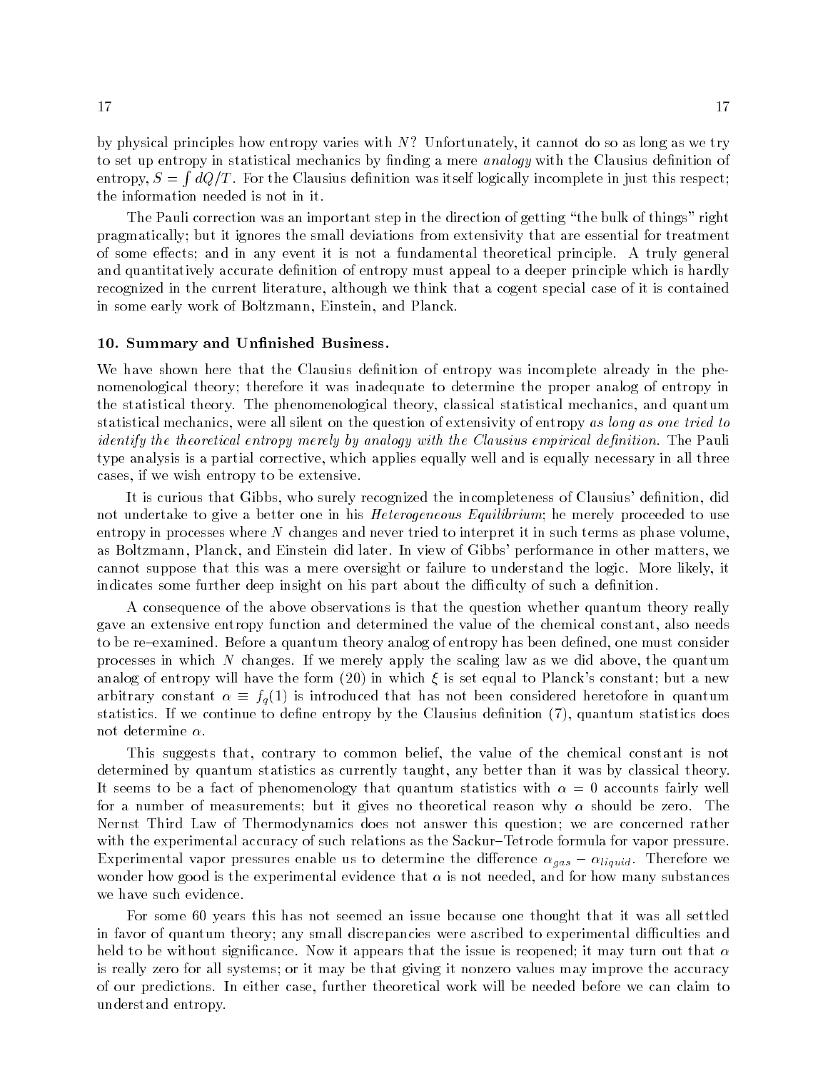by physical principles how entropy varies with $N$? Unfortunately, it cannot do so as long as we try to set up entropy in statistical mechanics by finding a mere *analogy* with the Clausius definition of entropy, $S = \int dQ/T$. For the Clausius definition was itself logically incomplete in just this respect; the information needed is not in it.

The Pauli correction was an important step in the direction of getting "the bulk of things" right pragmatically; but it ignores the small deviations from extensivity that are essential for treatment of some effects; and in any event it is not a fundamental theoretical principle. A truly general and quantitatively accurate definition of entropy must appeal to a deeper principle which is hardly recognized in the current literature, although we think that a cogent special case of it is contained in some early work of Boltzmann, Einstein, and Planck.

## 10. Summary and Unfinished Business.

We have shown here that the Clausius definition of entropy was incomplete already in the phenomenological theory; therefore it was inadequate to determine the proper analog of entropy in the statistical theory. The phenomenological theory, classical statistical mechanics, and quantum statistical mechanics, were all silent on the question of extensivity of entropy *as long as one tried to identify the theoretical entropy merely by analogy with the Clausius empirical definition*. The Pauli type analysis is a partial corrective, which applies equally well and is equally necessary in all three cases, if we wish entropy to be extensive.

It is curious that Gibbs, who surely recognized the incompleteness of Clausius' definition, did not undertake to give a better one in his *Heterogeneous Equilibrium*; he merely proceeded to use entropy in processes where $N$ changes and never tried to interpret it in such terms as phase volume, as Boltzmann, Planck, and Einstein did later. In view of Gibbs' performance in other matters, we cannot suppose that this was a mere oversight or failure to understand the logic. More likely, it indicates some further deep insight on his part about the difficulty of such a definition.

A consequence of the above observations is that the question whether quantum theory really gave an extensive entropy function and determined the value of the chemical constant, also needs to be re–examined. Before a quantum theory analog of entropy has been defined, one must consider processes in which $N$ changes. If we merely apply the scaling law as we did above, the quantum analog of entropy will have the form (20) in which $\xi$ is set equal to Planck's constant; but a new arbitrary constant $\alpha \equiv f_q(1)$ is introduced that has not been considered heretofore in quantum statistics. If we continue to define entropy by the Clausius definition (7), quantum statistics does not determine $\alpha$.

This suggests that, contrary to common belief, the value of the chemical constant is not determined by quantum statistics as currently taught, any better than it was by classical theory. It seems to be a fact of phenomenology that quantum statistics with $\alpha = 0$ accounts fairly well for a number of measurements; but it gives no theoretical reason why $\alpha$ should be zero. The Nernst Third Law of Thermodynamics does not answer this question; we are concerned rather with the experimental accuracy of such relations as the Sackur–Tetrode formula for vapor pressure. Experimental vapor pressures enable us to determine the difference $\alpha_{gas} - \alpha_{liquid}$. Therefore we wonder how good is the experimental evidence that $\alpha$ is not needed, and for how many substances we have such evidence.

For some 60 years this has not seemed an issue because one thought that it was all settled in favor of quantum theory; any small discrepancies were ascribed to experimental difficulties and held to be without significance. Now it appears that the issue is reopened; it may turn out that $\alpha$ is really zero for all systems; or it may be that giving it nonzero values may improve the accuracy of our predictions. In either case, further theoretical work will be needed before we can claim to understand entropy.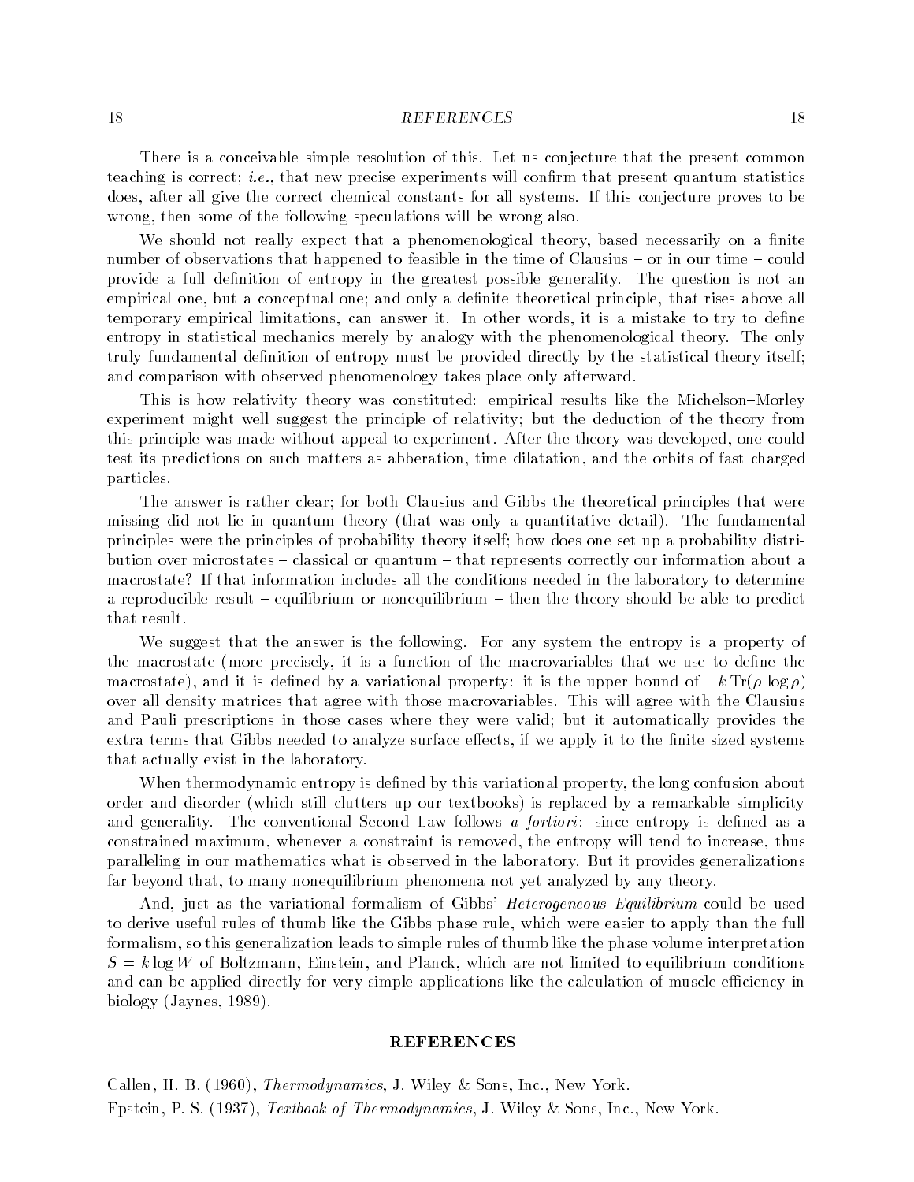There is a conceivable simple resolution of this. Let us conjecture that the present common teaching is correct; *i.e.*, that new precise experiments will confirm that present quantum statistics does, after all give the correct chemical constants for all systems. If this conjecture proves to be wrong, then some of the following speculations will be wrong also.

We should not really expect that a phenomenological theory, based necessarily on a finite number of observations that happened to feasible in the time of Clausius – or in our time – could provide a full definition of entropy in the greatest possible generality. The question is not an empirical one, but a conceptual one; and only a definite theoretical principle, that rises above all temporary empirical limitations, can answer it. In other words, it is a mistake to try to define entropy in statistical mechanics merely by analogy with the phenomenological theory. The only truly fundamental definition of entropy must be provided directly by the statistical theory itself; and comparison with observed phenomenology takes place only afterward.

This is how relativity theory was constituted: empirical results like the Michelson–Morley experiment might well suggest the principle of relativity; but the deduction of the theory from this principle was made without appeal to experiment. After the theory was developed, one could test its predictions on such matters as abberation, time dilatation, and the orbits of fast charged particles.

The answer is rather clear; for both Clausius and Gibbs the theoretical principles that were missing did not lie in quantum theory (that was only a quantitative detail). The fundamental principles were the principles of probability theory itself; how does one set up a probability distribution over microstates – classical or quantum – that represents correctly our information about a macrostate? If that information includes all the conditions needed in the laboratory to determine a reproducible result – equilibrium or nonequilibrium – then the theory should be able to predict that result.

We suggest that the answer is the following. For any system the entropy is a property of the macrostate (more precisely, it is a function of the macrovariables that we use to define the macrostate), and it is defined by a variational property: it is the upper bound of $-k\,\mathrm{Tr}(\rho\,\log\rho)$ over all density matrices that agree with those macrovariables. This will agree with the Clausius and Pauli prescriptions in those cases where they were valid; but it automatically provides the extra terms that Gibbs needed to analyze surface effects, if we apply it to the finite sized systems that actually exist in the laboratory.

When thermodynamic entropy is defined by this variational property, the long confusion about order and disorder (which still clutters up our textbooks) is replaced by a remarkable simplicity and generality. The conventional Second Law follows *a fortiori*: since entropy is defined as a constrained maximum, whenever a constraint is removed, the entropy will tend to increase, thus paralleling in our mathematics what is observed in the laboratory. But it provides generalizations far beyond that, to many nonequilibrium phenomena not yet analyzed by any theory.

And, just as the variational formalism of Gibbs' *Heterogeneous Equilibrium* could be used to derive useful rules of thumb like the Gibbs phase rule, which were easier to apply than the full formalism, so this generalization leads to simple rules of thumb like the phase volume interpretation $S = k \log W$ of Boltzmann, Einstein, and Planck, which are not limited to equilibrium conditions and can be applied directly for very simple applications like the calculation of muscle efficiency in biology (Jaynes, 1989).

## REFERENCES

Callen, H. B. (1960), *Thermodynamics*, J. Wiley & Sons, Inc., New York.

Epstein, P. S. (1937), *Textbook of Thermodynamics*, J. Wiley & Sons, Inc., New York.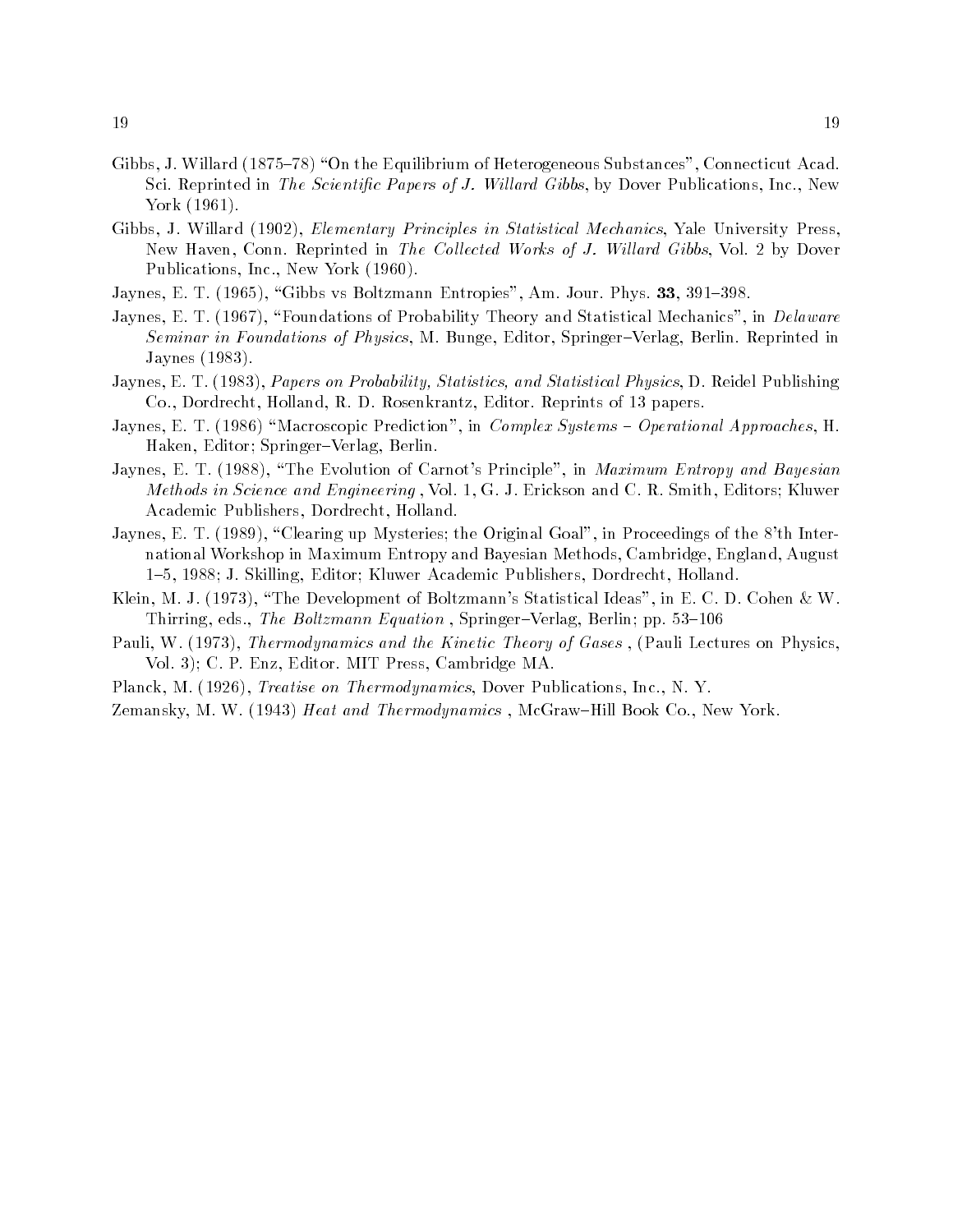Gibbs, J. Willard (1875–78) "On the Equilibrium of Heterogeneous Substances", Connecticut Acad. Sci. Reprinted in *The Scientific Papers of J. Willard Gibbs*, by Dover Publications, Inc., New York (1961).

Gibbs, J. Willard (1902), *Elementary Principles in Statistical Mechanics*, Yale University Press, New Haven, Conn. Reprinted in *The Collected Works of J. Willard Gibbs*, Vol. 2 by Dover Publications, Inc., New York (1960).

Jaynes, E. T. (1965), "Gibbs vs Boltzmann Entropies", Am. Jour. Phys. **33**, 391–398.

Jaynes, E. T. (1967), "Foundations of Probability Theory and Statistical Mechanics", in *Delaware Seminar in Foundations of Physics*, M. Bunge, Editor, Springer–Verlag, Berlin. Reprinted in Jaynes (1983).

Jaynes, E. T. (1983), *Papers on Probability, Statistics, and Statistical Physics*, D. Reidel Publishing Co., Dordrecht, Holland, R. D. Rosenkrantz, Editor. Reprints of 13 papers.

Jaynes, E. T. (1986) "Macroscopic Prediction", in *Complex Systems – Operational Approaches*, H. Haken, Editor; Springer–Verlag, Berlin.

Jaynes, E. T. (1988), "The Evolution of Carnot's Principle", in *Maximum Entropy and Bayesian Methods in Science and Engineering*, Vol. 1, G. J. Erickson and C. R. Smith, Editors; Kluwer Academic Publishers, Dordrecht, Holland.

Jaynes, E. T. (1989), "Clearing up Mysteries; the Original Goal", in Proceedings of the 8'th International Workshop in Maximum Entropy and Bayesian Methods, Cambridge, England, August 1–5, 1988; J. Skilling, Editor; Kluwer Academic Publishers, Dordrecht, Holland.

Klein, M. J. (1973), "The Development of Boltzmann's Statistical Ideas", in E. C. D. Cohen & W. Thirring, eds., *The Boltzmann Equation*, Springer–Verlag, Berlin; pp. 53–106

Pauli, W. (1973), *Thermodynamics and the Kinetic Theory of Gases*, (Pauli Lectures on Physics, Vol. 3); C. P. Enz, Editor. MIT Press, Cambridge MA.

Planck, M. (1926), *Treatise on Thermodynamics*, Dover Publications, Inc., N. Y.

Zemansky, M. W. (1943) *Heat and Thermodynamics*, McGraw–Hill Book Co., New York.